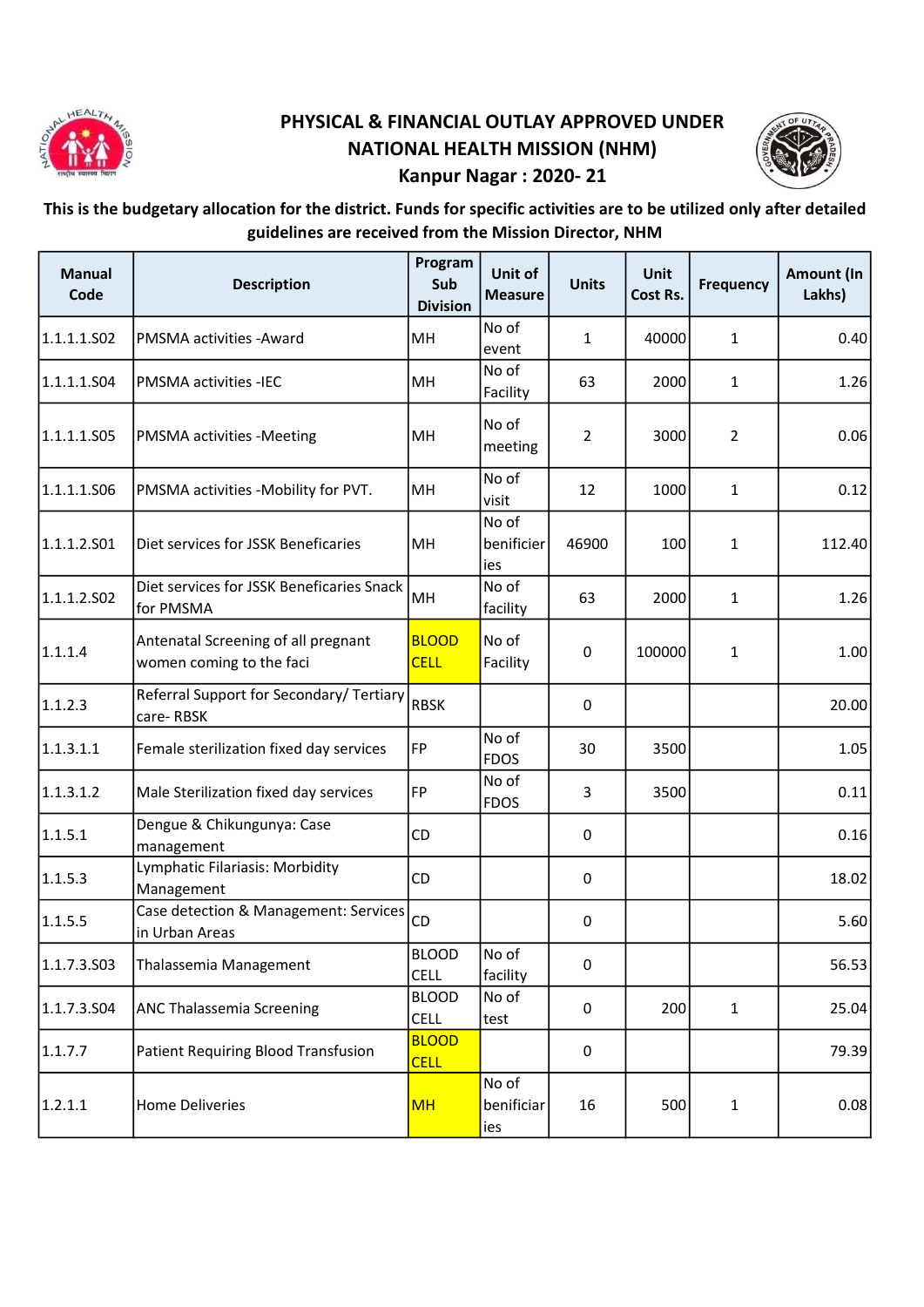# PHYSICAL & FINANCIAL OUTLAY APPROVED UNDER NATIONAL HEALTH MISSION (NHM)

## Kanpur Nagar : 2020- 21

**This is the budgetary allocation for the district. Funds for specific activities are to be utilized only after detailed guidelines are received from the Mission Director, NHM**

| Manual Code | Description | Program Sub Division | Unit of Measure | Units | Unit Cost Rs. | Frequency | Amount (In Lakhs) |
|---|---|---|---|---|---|---|---|
| 1.1.1.1.S02 | PMSMA activities -Award | MH | No of event | 1 | 40000 | 1 | 0.40 |
| 1.1.1.1.S04 | PMSMA activities -IEC | MH | No of Facility | 63 | 2000 | 1 | 1.26 |
| 1.1.1.1.S05 | PMSMA activities -Meeting | MH | No of meeting | 2 | 3000 | 2 | 0.06 |
| 1.1.1.1.S06 | PMSMA activities -Mobility for PVT. | MH | No of visit | 12 | 1000 | 1 | 0.12 |
| 1.1.1.2.S01 | Diet services for JSSK Beneficaries | MH | No of benificier ies | 46900 | 100 | 1 | 112.40 |
| 1.1.1.2.S02 | Diet services for JSSK Beneficaries Snack for PMSMA | MH | No of facility | 63 | 2000 | 1 | 1.26 |
| 1.1.1.4 | Antenatal Screening of all pregnant women coming to the faci | BLOOD CELL | No of Facility | 0 | 100000 | 1 | 1.00 |
| 1.1.2.3 | Referral Support for Secondary/ Tertiary care- RBSK | RBSK | | 0 | | | 20.00 |
| 1.1.3.1.1 | Female sterilization fixed day services | FP | No of FDOS | 30 | 3500 | | 1.05 |
| 1.1.3.1.2 | Male Sterilization fixed day services | FP | No of FDOS | 3 | 3500 | | 0.11 |
| 1.1.5.1 | Dengue & Chikungunya: Case management | CD | | 0 | | | 0.16 |
| 1.1.5.3 | Lymphatic Filariasis: Morbidity Management | CD | | 0 | | | 18.02 |
| 1.1.5.5 | Case detection & Management: Services in Urban Areas | CD | | 0 | | | 5.60 |
| 1.1.7.3.S03 | Thalassemia Management | BLOOD CELL | No of facility | 0 | | | 56.53 |
| 1.1.7.3.S04 | ANC Thalassemia Screening | BLOOD CELL | No of test | 0 | 200 | 1 | 25.04 |
| 1.1.7.7 | Patient Requiring Blood Transfusion | BLOOD CELL | | 0 | | | 79.39 |
| 1.2.1.1 | Home Deliveries | MH | No of beneficiar ies | 16 | 500 | 1 | 0.08 |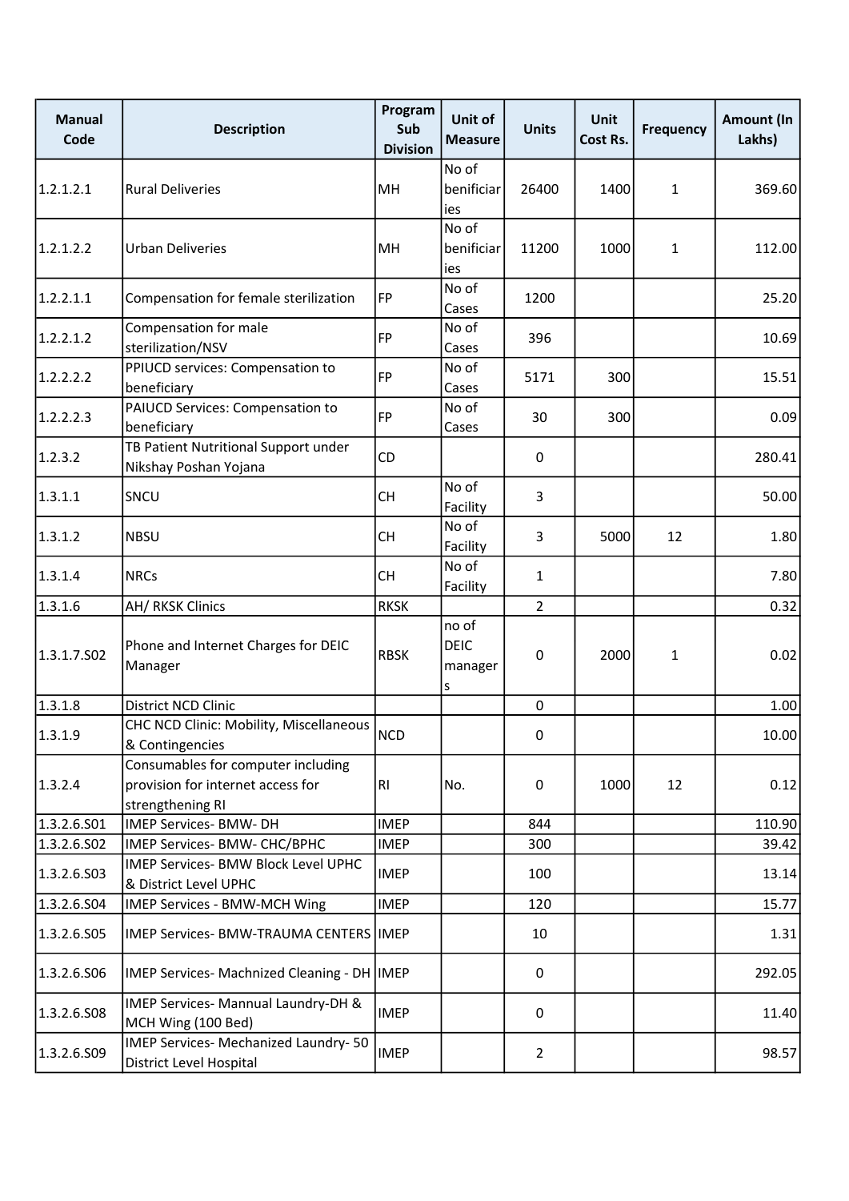| Manual Code | Description | Program Sub Division | Unit of Measure | Units | Unit Cost Rs. | Frequency | Amount (In Lakhs) |
|---|---|---|---|---|---|---|---|
| 1.2.1.2.1 | Rural Deliveries | MH | No of benificiaries | 26400 | 1400 | 1 | 369.60 |
| 1.2.1.2.2 | Urban Deliveries | MH | No of benificiaries | 11200 | 1000 | 1 | 112.00 |
| 1.2.2.1.1 | Compensation for female sterilization | FP | No of Cases | 1200 | | | 25.20 |
| 1.2.2.1.2 | Compensation for male sterilization/NSV | FP | No of Cases | 396 | | | 10.69 |
| 1.2.2.2.2 | PPIUCD services: Compensation to beneficiary | FP | No of Cases | 5171 | 300 | | 15.51 |
| 1.2.2.2.3 | PAIUCD Services: Compensation to beneficiary | FP | No of Cases | 30 | 300 | | 0.09 |
| 1.2.3.2 | TB Patient Nutritional Support under Nikshay Poshan Yojana | CD | | 0 | | | 280.41 |
| 1.3.1.1 | SNCU | CH | No of Facility | 3 | | | 50.00 |
| 1.3.1.2 | NBSU | CH | No of Facility | 3 | 5000 | 12 | 1.80 |
| 1.3.1.4 | NRCs | CH | No of Facility | 1 | | | 7.80 |
| 1.3.1.6 | AH/ RKSK Clinics | RKSK | | 2 | | | 0.32 |
| 1.3.1.7.S02 | Phone and Internet Charges for DEIC Manager | RBSK | no of DEIC managers | 0 | 2000 | 1 | 0.02 |
| 1.3.1.8 | District NCD Clinic | | | 0 | | | 1.00 |
| 1.3.1.9 | CHC NCD Clinic: Mobility, Miscellaneous & Contingencies | NCD | | 0 | | | 10.00 |
| 1.3.2.4 | Consumables for computer including provision for internet access for strengthening RI | RI | No. | 0 | 1000 | 12 | 0.12 |
| 1.3.2.6.S01 | IMEP Services- BMW- DH | IMEP | | 844 | | | 110.90 |
| 1.3.2.6.S02 | IMEP Services- BMW- CHC/BPHC | IMEP | | 300 | | | 39.42 |
| 1.3.2.6.S03 | IMEP Services- BMW Block Level UPHC & District Level UPHC | IMEP | | 100 | | | 13.14 |
| 1.3.2.6.S04 | IMEP Services - BMW-MCH Wing | IMEP | | 120 | | | 15.77 |
| 1.3.2.6.S05 | IMEP Services- BMW-TRAUMA CENTERS | IMEP | | 10 | | | 1.31 |
| 1.3.2.6.S06 | IMEP Services- Machnized Cleaning - DH | IMEP | | 0 | | | 292.05 |
| 1.3.2.6.S08 | IMEP Services- Mannual Laundry-DH & MCH Wing (100 Bed) | IMEP | | 0 | | | 11.40 |
| 1.3.2.6.S09 | IMEP Services- Mechanized Laundry- 50 District Level Hospital | IMEP | | 2 | | | 98.57 |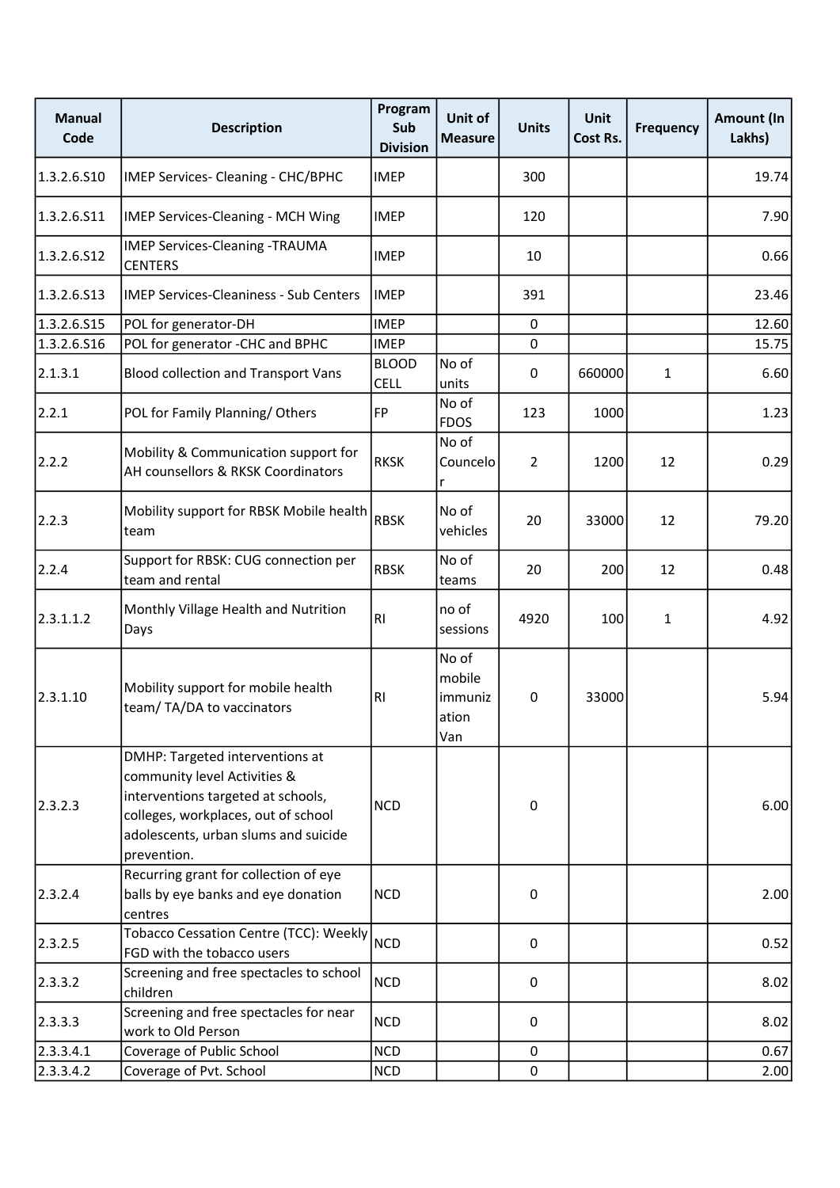| Manual Code | Description | Program Sub Division | Unit of Measure | Units | Unit Cost Rs. | Frequency | Amount (In Lakhs) |
|---|---|---|---|---|---|---|---|
| 1.3.2.6.S10 | IMEP Services- Cleaning - CHC/BPHC | IMEP | | 300 | | | 19.74 |
| 1.3.2.6.S11 | IMEP Services-Cleaning - MCH Wing | IMEP | | 120 | | | 7.90 |
| 1.3.2.6.S12 | IMEP Services-Cleaning -TRAUMA CENTERS | IMEP | | 10 | | | 0.66 |
| 1.3.2.6.S13 | IMEP Services-Cleaniness - Sub Centers | IMEP | | 391 | | | 23.46 |
| 1.3.2.6.S15 | POL for generator-DH | IMEP | | 0 | | | 12.60 |
| 1.3.2.6.S16 | POL for generator -CHC and BPHC | IMEP | | 0 | | | 15.75 |
| 2.1.3.1 | Blood collection and Transport Vans | BLOOD CELL | No of units | 0 | 660000 | 1 | 6.60 |
| 2.2.1 | POL for Family Planning/ Others | FP | No of FDOS | 123 | 1000 | | 1.23 |
| 2.2.2 | Mobility & Communication support for AH counsellors & RKSK Coordinators | RKSK | No of Councelor | 2 | 1200 | 12 | 0.29 |
| 2.2.3 | Mobility support for RBSK Mobile health team | RBSK | No of vehicles | 20 | 33000 | 12 | 79.20 |
| 2.2.4 | Support for RBSK: CUG connection per team and rental | RBSK | No of teams | 20 | 200 | 12 | 0.48 |
| 2.3.1.1.2 | Monthly Village Health and Nutrition Days | RI | no of sessions | 4920 | 100 | 1 | 4.92 |
| 2.3.1.10 | Mobility support for mobile health team/ TA/DA to vaccinators | RI | No of mobile immunization Van | 0 | 33000 | | 5.94 |
| 2.3.2.3 | DMHP: Targeted interventions at community level Activities & interventions targeted at schools, colleges, workplaces, out of school adolescents, urban slums and suicide prevention. | NCD | | 0 | | | 6.00 |
| 2.3.2.4 | Recurring grant for collection of eye balls by eye banks and eye donation centres | NCD | | 0 | | | 2.00 |
| 2.3.2.5 | Tobacco Cessation Centre (TCC): Weekly FGD with the tobacco users | NCD | | 0 | | | 0.52 |
| 2.3.3.2 | Screening and free spectacles to school children | NCD | | 0 | | | 8.02 |
| 2.3.3.3 | Screening and free spectacles for near work to Old Person | NCD | | 0 | | | 8.02 |
| 2.3.3.4.1 | Coverage of Public School | NCD | | 0 | | | 0.67 |
| 2.3.3.4.2 | Coverage of Pvt. School | NCD | | 0 | | | 2.00 |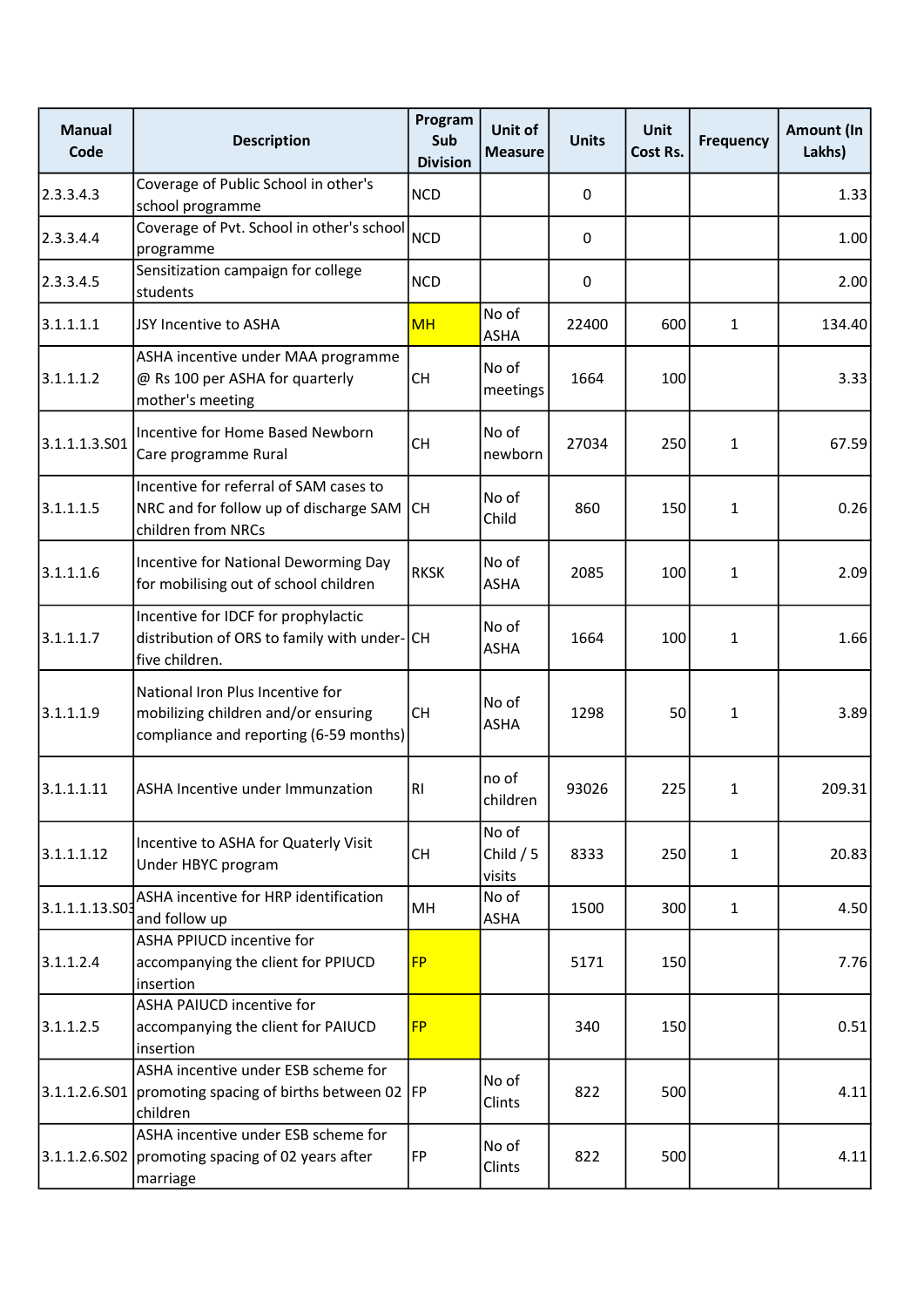| Manual Code | Description | Program Sub Division | Unit of Measure | Units | Unit Cost Rs. | Frequency | Amount (In Lakhs) |
|---|---|---|---|---|---|---|---|
| 2.3.3.4.3 | Coverage of Public School in other's school programme | NCD | | 0 | | | 1.33 |
| 2.3.3.4.4 | Coverage of Pvt. School in other's school programme | NCD | | 0 | | | 1.00 |
| 2.3.3.4.5 | Sensitization campaign for college students | NCD | | 0 | | | 2.00 |
| 3.1.1.1.1 | JSY Incentive to ASHA | MH | No of ASHA | 22400 | 600 | 1 | 134.40 |
| 3.1.1.1.2 | ASHA incentive under MAA programme @ Rs 100 per ASHA for quarterly mother's meeting | CH | No of meetings | 1664 | 100 | | 3.33 |
| 3.1.1.1.3.S01 | Incentive for Home Based Newborn Care programme Rural | CH | No of newborn | 27034 | 250 | 1 | 67.59 |
| 3.1.1.1.5 | Incentive for referral of SAM cases to NRC and for follow up of discharge SAM children from NRCs | CH | No of Child | 860 | 150 | 1 | 0.26 |
| 3.1.1.1.6 | Incentive for National Deworming Day for mobilising out of school children | RKSK | No of ASHA | 2085 | 100 | 1 | 2.09 |
| 3.1.1.1.7 | Incentive for IDCF for prophylactic distribution of ORS to family with under-five children. | CH | No of ASHA | 1664 | 100 | 1 | 1.66 |
| 3.1.1.1.9 | National Iron Plus Incentive for mobilizing children and/or ensuring compliance and reporting (6-59 months) | CH | No of ASHA | 1298 | 50 | 1 | 3.89 |
| 3.1.1.1.11 | ASHA Incentive under Immunzation | RI | no of children | 93026 | 225 | 1 | 209.31 |
| 3.1.1.1.12 | Incentive to ASHA for Quaterly Visit Under HBYC program | CH | No of Child / 5 visits | 8333 | 250 | 1 | 20.83 |
| 3.1.1.1.13.S03 | ASHA incentive for HRP identification and follow up | MH | No of ASHA | 1500 | 300 | 1 | 4.50 |
| 3.1.1.2.4 | ASHA PPIUCD incentive for accompanying the client for PPIUCD insertion | FP | | 5171 | 150 | | 7.76 |
| 3.1.1.2.5 | ASHA PAIUCD incentive for accompanying the client for PAIUCD insertion | FP | | 340 | 150 | | 0.51 |
| 3.1.1.2.6.S01 | ASHA incentive under ESB scheme for promoting spacing of births between 02 children | FP | No of Clints | 822 | 500 | | 4.11 |
| 3.1.1.2.6.S02 | ASHA incentive under ESB scheme for promoting spacing of 02 years after marriage | FP | No of Clints | 822 | 500 | | 4.11 |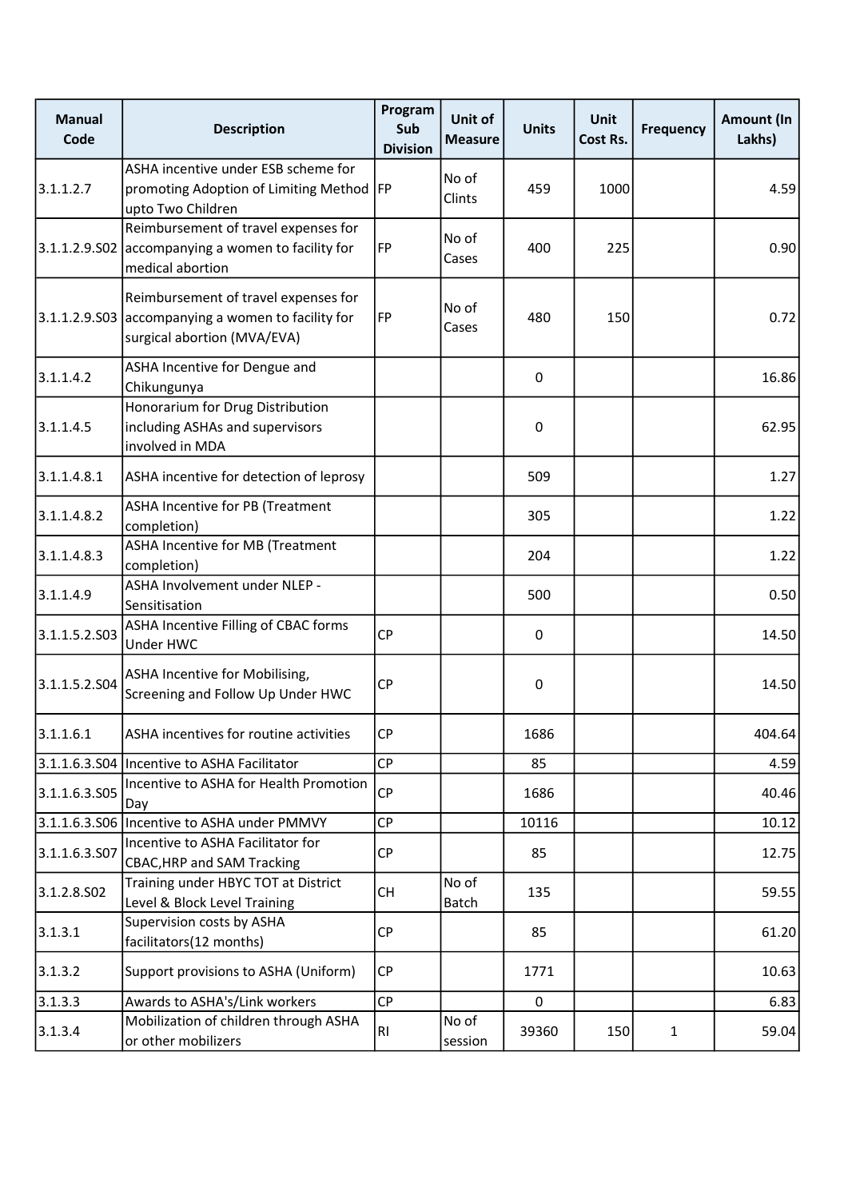| Manual Code | Description | Program Sub Division | Unit of Measure | Units | Unit Cost Rs. | Frequency | Amount (In Lakhs) |
|---|---|---|---|---|---|---|---|
| 3.1.1.2.7 | ASHA incentive under ESB scheme for promoting Adoption of Limiting Method upto Two Children | FP | No of Clints | 459 | 1000 | | 4.59 |
| 3.1.1.2.9.S02 | Reimbursement of travel expenses for accompanying a women to facility for medical abortion | FP | No of Cases | 400 | 225 | | 0.90 |
| 3.1.1.2.9.S03 | Reimbursement of travel expenses for accompanying a women to facility for surgical abortion (MVA/EVA) | FP | No of Cases | 480 | 150 | | 0.72 |
| 3.1.1.4.2 | ASHA Incentive for Dengue and Chikungunya | | | 0 | | | 16.86 |
| 3.1.1.4.5 | Honorarium for Drug Distribution including ASHAs and supervisors involved in MDA | | | 0 | | | 62.95 |
| 3.1.1.4.8.1 | ASHA incentive for detection of leprosy | | | 509 | | | 1.27 |
| 3.1.1.4.8.2 | ASHA Incentive for PB (Treatment completion) | | | 305 | | | 1.22 |
| 3.1.1.4.8.3 | ASHA Incentive for MB (Treatment completion) | | | 204 | | | 1.22 |
| 3.1.1.4.9 | ASHA Involvement under NLEP - Sensitisation | | | 500 | | | 0.50 |
| 3.1.1.5.2.S03 | ASHA Incentive Filling of CBAC forms Under HWC | CP | | 0 | | | 14.50 |
| 3.1.1.5.2.S04 | ASHA Incentive for Mobilising, Screening and Follow Up Under HWC | CP | | 0 | | | 14.50 |
| 3.1.1.6.1 | ASHA incentives for routine activities | CP | | 1686 | | | 404.64 |
| 3.1.1.6.3.S04 | Incentive to ASHA Facilitator | CP | | 85 | | | 4.59 |
| 3.1.1.6.3.S05 | Incentive to ASHA for Health Promotion Day | CP | | 1686 | | | 40.46 |
| 3.1.1.6.3.S06 | Incentive to ASHA under PMMVY | CP | | 10116 | | | 10.12 |
| 3.1.1.6.3.S07 | Incentive to ASHA Facilitator for CBAC,HRP and SAM Tracking | CP | | 85 | | | 12.75 |
| 3.1.2.8.S02 | Training under HBYC TOT at District Level & Block Level Training | CH | No of Batch | 135 | | | 59.55 |
| 3.1.3.1 | Supervision costs by ASHA facilitators(12 months) | CP | | 85 | | | 61.20 |
| 3.1.3.2 | Support provisions to ASHA (Uniform) | CP | | 1771 | | | 10.63 |
| 3.1.3.3 | Awards to ASHA's/Link workers | CP | | 0 | | | 6.83 |
| 3.1.3.4 | Mobilization of children through ASHA or other mobilizers | RI | No of session | 39360 | 150 | 1 | 59.04 |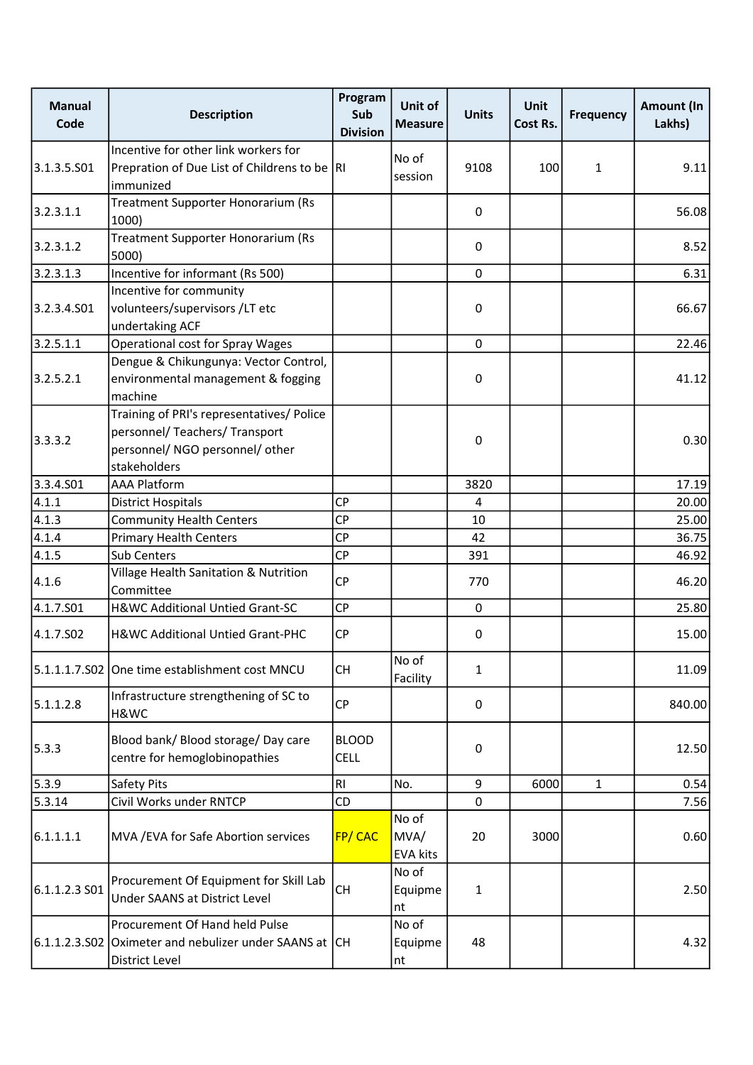| Manual Code | Description | Program Sub Division | Unit of Measure | Units | Unit Cost Rs. | Frequency | Amount (In Lakhs) |
|---|---|---|---|---|---|---|---|
| 3.1.3.5.S01 | Incentive for other link workers for Prepration of Due List of Childrens to be immunized | RI | No of session | 9108 | 100 | 1 | 9.11 |
| 3.2.3.1.1 | Treatment Supporter Honorarium (Rs 1000) | | | 0 | | | 56.08 |
| 3.2.3.1.2 | Treatment Supporter Honorarium (Rs 5000) | | | 0 | | | 8.52 |
| 3.2.3.1.3 | Incentive for informant (Rs 500) | | | 0 | | | 6.31 |
| 3.2.3.4.S01 | Incentive for community volunteers/supervisors /LT etc undertaking ACF | | | 0 | | | 66.67 |
| 3.2.5.1.1 | Operational cost for Spray Wages | | | 0 | | | 22.46 |
| 3.2.5.2.1 | Dengue & Chikungunya: Vector Control, environmental management & fogging machine | | | 0 | | | 41.12 |
| 3.3.3.2 | Training of PRI's representatives/ Police personnel/ Teachers/ Transport personnel/ NGO personnel/ other stakeholders | | | 0 | | | 0.30 |
| 3.3.4.S01 | AAA Platform | | | 3820 | | | 17.19 |
| 4.1.1 | District Hospitals | CP | | 4 | | | 20.00 |
| 4.1.3 | Community Health Centers | CP | | 10 | | | 25.00 |
| 4.1.4 | Primary Health Centers | CP | | 42 | | | 36.75 |
| 4.1.5 | Sub Centers | CP | | 391 | | | 46.92 |
| 4.1.6 | Village Health Sanitation & Nutrition Committee | CP | | 770 | | | 46.20 |
| 4.1.7.S01 | H&WC Additional Untied Grant-SC | CP | | 0 | | | 25.80 |
| 4.1.7.S02 | H&WC Additional Untied Grant-PHC | CP | | 0 | | | 15.00 |
| 5.1.1.1.7.S02 | One time establishment cost MNCU | CH | No of Facility | 1 | | | 11.09 |
| 5.1.1.2.8 | Infrastructure strengthening of SC to H&WC | CP | | 0 | | | 840.00 |
| 5.3.3 | Blood bank/ Blood storage/ Day care centre for hemoglobinopathies | BLOOD CELL | | 0 | | | 12.50 |
| 5.3.9 | Safety Pits | RI | No. | 9 | 6000 | 1 | 0.54 |
| 5.3.14 | Civil Works under RNTCP | CD | | 0 | | | 7.56 |
| 6.1.1.1.1 | MVA /EVA for Safe Abortion services | FP/ CAC | No of MVA/ EVA kits | 20 | 3000 | | 0.60 |
| 6.1.1.2.3 S01 | Procurement Of Equipment for Skill Lab Under SAANS at District Level | CH | No of Equipment | 1 | | | 2.50 |
| 6.1.1.2.3.S02 | Procurement Of Hand held Pulse Oximeter and nebulizer under SAANS at District Level | CH | No of Equipment | 48 | | | 4.32 |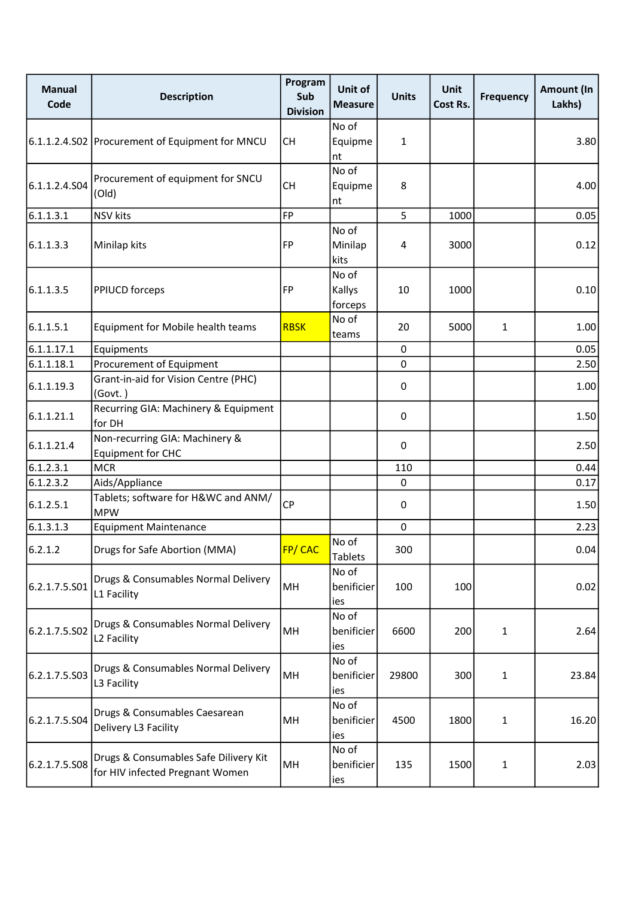| Manual Code | Description | Program Sub Division | Unit of Measure | Units | Unit Cost Rs. | Frequency | Amount (In Lakhs) |
|---|---|---|---|---|---|---|---|
| 6.1.1.2.4.S02 | Procurement of Equipment for MNCU | CH | No of Equipment | 1 | | | 3.80 |
| 6.1.1.2.4.S04 | Procurement of equipment for SNCU (Old) | CH | No of Equipment | 8 | | | 4.00 |
| 6.1.1.3.1 | NSV kits | FP | | 5 | 1000 | | 0.05 |
| 6.1.1.3.3 | Minilap kits | FP | No of Minilap kits | 4 | 3000 | | 0.12 |
| 6.1.1.3.5 | PPIUCD forceps | FP | No of Kallys forceps | 10 | 1000 | | 0.10 |
| 6.1.1.5.1 | Equipment for Mobile health teams | RBSK | No of teams | 20 | 5000 | 1 | 1.00 |
| 6.1.1.17.1 | Equipments | | | 0 | | | 0.05 |
| 6.1.1.18.1 | Procurement of Equipment | | | 0 | | | 2.50 |
| 6.1.1.19.3 | Grant-in-aid for Vision Centre (PHC) (Govt. ) | | | 0 | | | 1.00 |
| 6.1.1.21.1 | Recurring GIA: Machinery & Equipment for DH | | | 0 | | | 1.50 |
| 6.1.1.21.4 | Non-recurring GIA: Machinery & Equipment for CHC | | | 0 | | | 2.50 |
| 6.1.2.3.1 | MCR | | | 110 | | | 0.44 |
| 6.1.2.3.2 | Aids/Appliance | | | 0 | | | 0.17 |
| 6.1.2.5.1 | Tablets; software for H&WC and ANM/ MPW | CP | | 0 | | | 1.50 |
| 6.1.3.1.3 | Equipment Maintenance | | | 0 | | | 2.23 |
| 6.2.1.2 | Drugs for Safe Abortion (MMA) | FP/ CAC | No of Tablets | 300 | | | 0.04 |
| 6.2.1.7.5.S01 | Drugs & Consumables Normal Delivery L1 Facility | MH | No of benificieries | 100 | 100 | | 0.02 |
| 6.2.1.7.5.S02 | Drugs & Consumables Normal Delivery L2 Facility | MH | No of benificieries | 6600 | 200 | 1 | 2.64 |
| 6.2.1.7.5.S03 | Drugs & Consumables Normal Delivery L3 Facility | MH | No of benificieries | 29800 | 300 | 1 | 23.84 |
| 6.2.1.7.5.S04 | Drugs & Consumables Caesarean Delivery L3 Facility | MH | No of benificieries | 4500 | 1800 | 1 | 16.20 |
| 6.2.1.7.5.S08 | Drugs & Consumables Safe Dilivery Kit for HIV infected Pregnant Women | MH | No of benificieries | 135 | 1500 | 1 | 2.03 |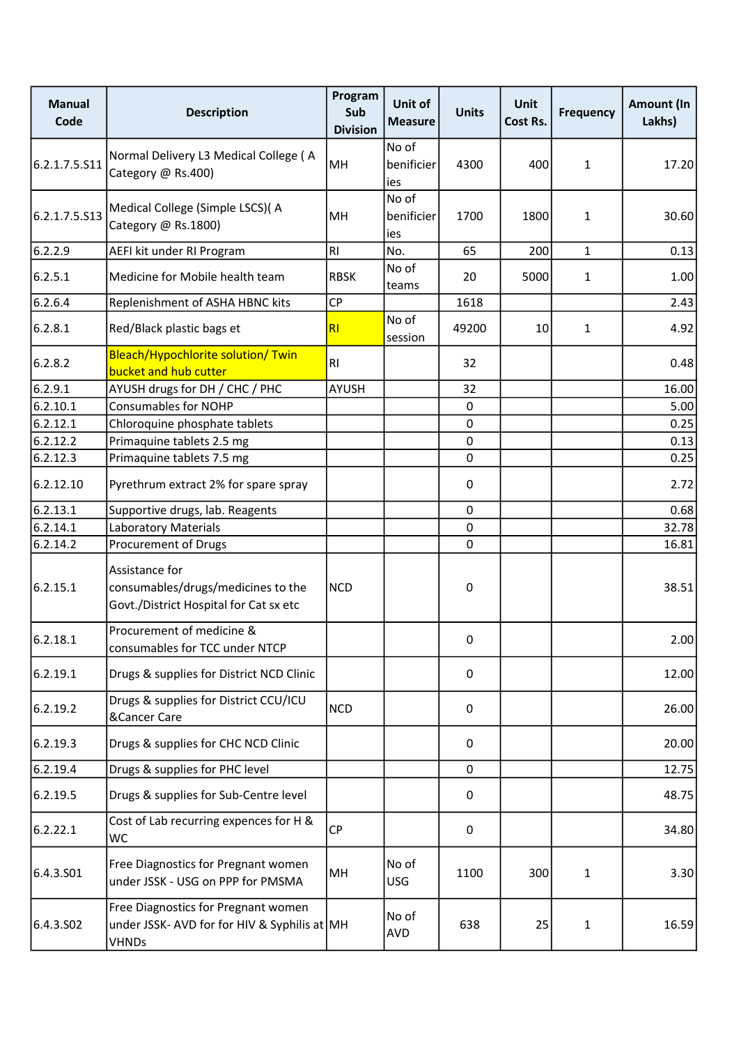| Manual Code | Description | Program Sub Division | Unit of Measure | Units | Unit Cost Rs. | Frequency | Amount (In Lakhs) |
|---|---|---|---|---|---|---|---|
| 6.2.1.7.5.S11 | Normal Delivery L3 Medical College ( A Category @ Rs.400) | MH | No of benificieries | 4300 | 400 | 1 | 17.20 |
| 6.2.1.7.5.S13 | Medical College (Simple LSCS)( A Category @ Rs.1800) | MH | No of benificieries | 1700 | 1800 | 1 | 30.60 |
| 6.2.2.9 | AEFI kit under RI Program | RI | No. | 65 | 200 | 1 | 0.13 |
| 6.2.5.1 | Medicine for Mobile health team | RBSK | No of teams | 20 | 5000 | 1 | 1.00 |
| 6.2.6.4 | Replenishment of ASHA HBNC kits | CP | | 1618 | | | 2.43 |
| 6.2.8.1 | Red/Black plastic bags et | RI | No of session | 49200 | 10 | 1 | 4.92 |
| 6.2.8.2 | Bleach/Hypochlorite solution/ Twin bucket and hub cutter | RI | | 32 | | | 0.48 |
| 6.2.9.1 | AYUSH drugs for DH / CHC / PHC | AYUSH | | 32 | | | 16.00 |
| 6.2.10.1 | Consumables for NOHP | | | 0 | | | 5.00 |
| 6.2.12.1 | Chloroquine phosphate tablets | | | 0 | | | 0.25 |
| 6.2.12.2 | Primaquine tablets 2.5 mg | | | 0 | | | 0.13 |
| 6.2.12.3 | Primaquine tablets 7.5 mg | | | 0 | | | 0.25 |
| 6.2.12.10 | Pyrethrum extract 2% for spare spray | | | 0 | | | 2.72 |
| 6.2.13.1 | Supportive drugs, lab. Reagents | | | 0 | | | 0.68 |
| 6.2.14.1 | Laboratory Materials | | | 0 | | | 32.78 |
| 6.2.14.2 | Procurement of Drugs | | | 0 | | | 16.81 |
| 6.2.15.1 | Assistance for consumables/drugs/medicines to the Govt./District Hospital for Cat sx etc | NCD | | 0 | | | 38.51 |
| 6.2.18.1 | Procurement of medicine & consumables for TCC under NTCP | | | 0 | | | 2.00 |
| 6.2.19.1 | Drugs & supplies for District NCD Clinic | | | 0 | | | 12.00 |
| 6.2.19.2 | Drugs & supplies for District CCU/ICU &Cancer Care | NCD | | 0 | | | 26.00 |
| 6.2.19.3 | Drugs & supplies for CHC NCD Clinic | | | 0 | | | 20.00 |
| 6.2.19.4 | Drugs & supplies for PHC level | | | 0 | | | 12.75 |
| 6.2.19.5 | Drugs & supplies for Sub-Centre level | | | 0 | | | 48.75 |
| 6.2.22.1 | Cost of Lab recurring expences for H & WC | CP | | 0 | | | 34.80 |
| 6.4.3.S01 | Free Diagnostics for Pregnant women under JSSK - USG on PPP for PMSMA | MH | No of USG | 1100 | 300 | 1 | 3.30 |
| 6.4.3.S02 | Free Diagnostics for Pregnant women under JSSK- AVD for for HIV & Syphilis at VHNDs | MH | No of AVD | 638 | 25 | 1 | 16.59 |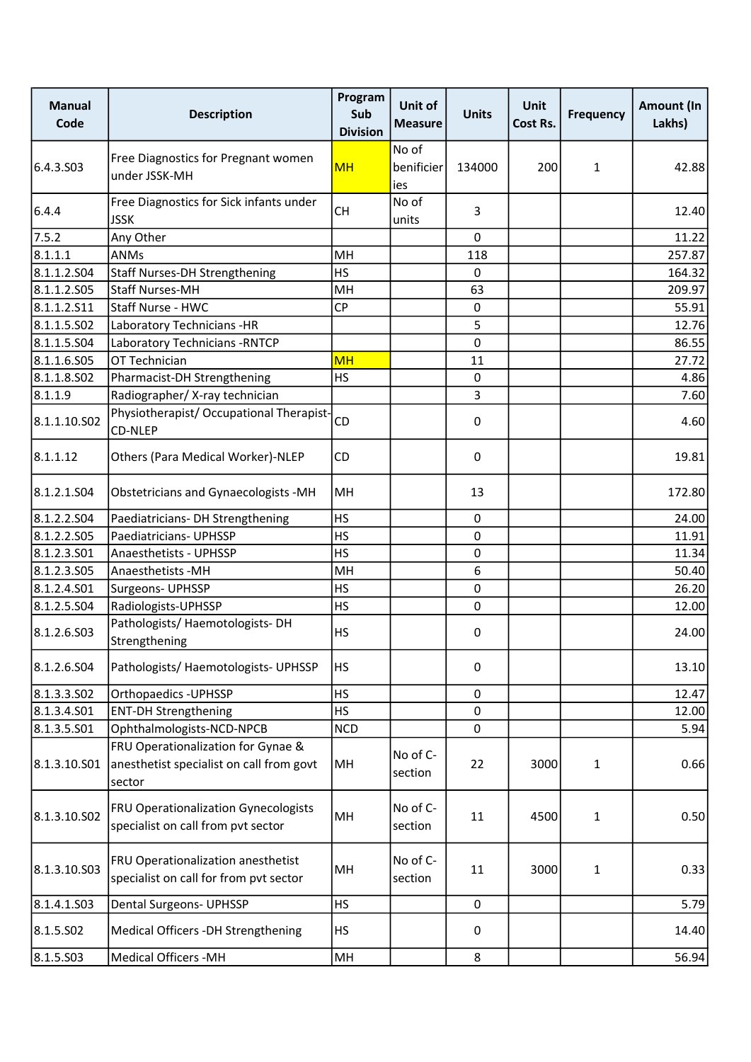| Manual Code | Description | Program Sub Division | Unit of Measure | Units | Unit Cost Rs. | Frequency | Amount (In Lakhs) |
|---|---|---|---|---|---|---|---|
| 6.4.3.S03 | Free Diagnostics for Pregnant women under JSSK-MH | MH | No of benificieries | 134000 | 200 | 1 | 42.88 |
| 6.4.4 | Free Diagnostics for Sick infants under JSSK | CH | No of units | 3 | | | 12.40 |
| 7.5.2 | Any Other | | | 0 | | | 11.22 |
| 8.1.1.1 | ANMs | MH | | 118 | | | 257.87 |
| 8.1.1.2.S04 | Staff Nurses-DH Strengthening | HS | | 0 | | | 164.32 |
| 8.1.1.2.S05 | Staff Nurses-MH | MH | | 63 | | | 209.97 |
| 8.1.1.2.S11 | Staff Nurse - HWC | CP | | 0 | | | 55.91 |
| 8.1.1.5.S02 | Laboratory Technicians -HR | | | 5 | | | 12.76 |
| 8.1.1.5.S04 | Laboratory Technicians -RNTCP | | | 0 | | | 86.55 |
| 8.1.1.6.S05 | OT Technician | MH | | 11 | | | 27.72 |
| 8.1.1.8.S02 | Pharmacist-DH Strengthening | HS | | 0 | | | 4.86 |
| 8.1.1.9 | Radiographer/ X-ray technician | | | 3 | | | 7.60 |
| 8.1.1.10.S02 | Physiotherapist/ Occupational Therapist-CD-NLEP | CD | | 0 | | | 4.60 |
| 8.1.1.12 | Others (Para Medical Worker)-NLEP | CD | | 0 | | | 19.81 |
| 8.1.2.1.S04 | Obstetricians and Gynaecologists -MH | MH | | 13 | | | 172.80 |
| 8.1.2.2.S04 | Paediatricians- DH Strengthening | HS | | 0 | | | 24.00 |
| 8.1.2.2.S05 | Paediatricians- UPHSSP | HS | | 0 | | | 11.91 |
| 8.1.2.3.S01 | Anaesthetists - UPHSSP | HS | | 0 | | | 11.34 |
| 8.1.2.3.S05 | Anaesthetists -MH | MH | | 6 | | | 50.40 |
| 8.1.2.4.S01 | Surgeons- UPHSSP | HS | | 0 | | | 26.20 |
| 8.1.2.5.S04 | Radiologists-UPHSSP | HS | | 0 | | | 12.00 |
| 8.1.2.6.S03 | Pathologists/ Haemotologists- DH Strengthening | HS | | 0 | | | 24.00 |
| 8.1.2.6.S04 | Pathologists/ Haemotologists- UPHSSP | HS | | 0 | | | 13.10 |
| 8.1.3.3.S02 | Orthopaedics -UPHSSP | HS | | 0 | | | 12.47 |
| 8.1.3.4.S01 | ENT-DH Strengthening | HS | | 0 | | | 12.00 |
| 8.1.3.5.S01 | Ophthalmologists-NCD-NPCB | NCD | | 0 | | | 5.94 |
| 8.1.3.10.S01 | FRU Operationalization for Gynae & anesthetist specialist on call from govt sector | MH | No of C-section | 22 | 3000 | 1 | 0.66 |
| 8.1.3.10.S02 | FRU Operationalization Gynecologists specialist on call from pvt sector | MH | No of C-section | 11 | 4500 | 1 | 0.50 |
| 8.1.3.10.S03 | FRU Operationalization anesthetist specialist on call for from pvt sector | MH | No of C-section | 11 | 3000 | 1 | 0.33 |
| 8.1.4.1.S03 | Dental Surgeons- UPHSSP | HS | | 0 | | | 5.79 |
| 8.1.5.S02 | Medical Officers -DH Strengthening | HS | | 0 | | | 14.40 |
| 8.1.5.S03 | Medical Officers -MH | MH | | 8 | | | 56.94 |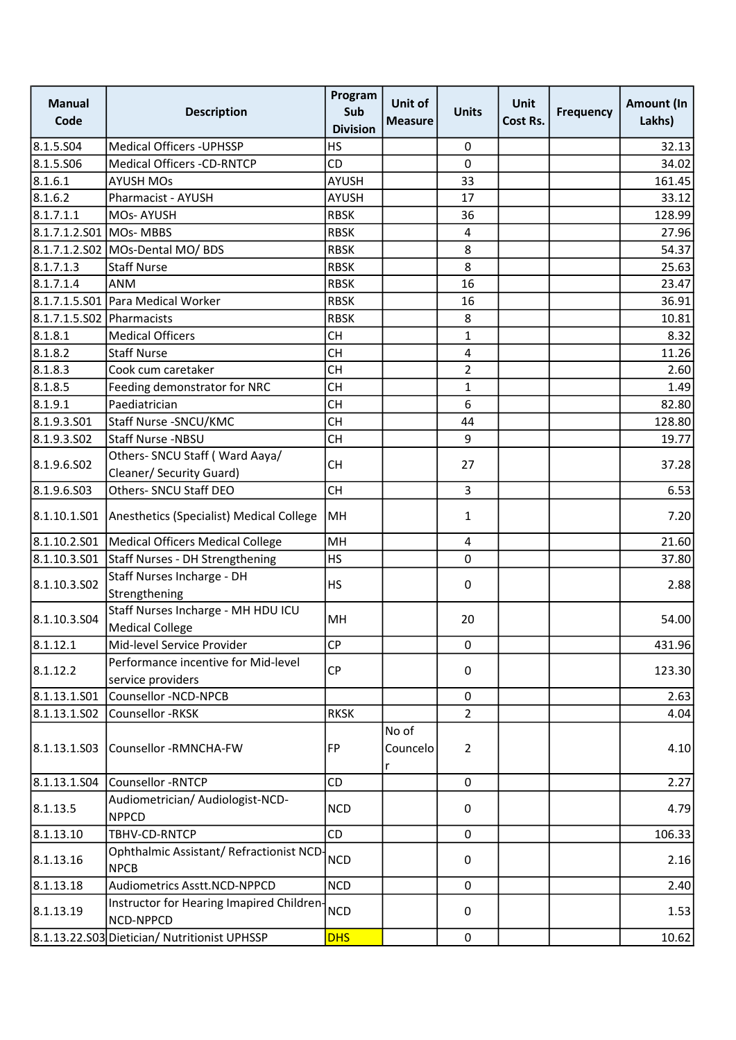| Manual Code | Description | Program Sub Division | Unit of Measure | Units | Unit Cost Rs. | Frequency | Amount (In Lakhs) |
|---|---|---|---|---|---|---|---|
| 8.1.5.S04 | Medical Officers -UPHSSP | HS | | 0 | | | 32.13 |
| 8.1.5.S06 | Medical Officers -CD-RNTCP | CD | | 0 | | | 34.02 |
| 8.1.6.1 | AYUSH MOs | AYUSH | | 33 | | | 161.45 |
| 8.1.6.2 | Pharmacist - AYUSH | AYUSH | | 17 | | | 33.12 |
| 8.1.7.1.1 | MOs- AYUSH | RBSK | | 36 | | | 128.99 |
| 8.1.7.1.2.S01 | MOs- MBBS | RBSK | | 4 | | | 27.96 |
| 8.1.7.1.2.S02 | MOs-Dental MO/ BDS | RBSK | | 8 | | | 54.37 |
| 8.1.7.1.3 | Staff Nurse | RBSK | | 8 | | | 25.63 |
| 8.1.7.1.4 | ANM | RBSK | | 16 | | | 23.47 |
| 8.1.7.1.5.S01 | Para Medical Worker | RBSK | | 16 | | | 36.91 |
| 8.1.7.1.5.S02 | Pharmacists | RBSK | | 8 | | | 10.81 |
| 8.1.8.1 | Medical Officers | CH | | 1 | | | 8.32 |
| 8.1.8.2 | Staff Nurse | CH | | 4 | | | 11.26 |
| 8.1.8.3 | Cook cum caretaker | CH | | 2 | | | 2.60 |
| 8.1.8.5 | Feeding demonstrator for NRC | CH | | 1 | | | 1.49 |
| 8.1.9.1 | Paediatrician | CH | | 6 | | | 82.80 |
| 8.1.9.3.S01 | Staff Nurse -SNCU/KMC | CH | | 44 | | | 128.80 |
| 8.1.9.3.S02 | Staff Nurse -NBSU | CH | | 9 | | | 19.77 |
| 8.1.9.6.S02 | Others- SNCU Staff ( Ward Aaya/ Cleaner/ Security Guard) | CH | | 27 | | | 37.28 |
| 8.1.9.6.S03 | Others- SNCU Staff DEO | CH | | 3 | | | 6.53 |
| 8.1.10.1.S01 | Anesthetics (Specialist) Medical College | MH | | 1 | | | 7.20 |
| 8.1.10.2.S01 | Medical Officers Medical College | MH | | 4 | | | 21.60 |
| 8.1.10.3.S01 | Staff Nurses - DH Strengthening | HS | | 0 | | | 37.80 |
| 8.1.10.3.S02 | Staff Nurses Incharge - DH Strengthening | HS | | 0 | | | 2.88 |
| 8.1.10.3.S04 | Staff Nurses Incharge - MH HDU ICU Medical College | MH | | 20 | | | 54.00 |
| 8.1.12.1 | Mid-level Service Provider | CP | | 0 | | | 431.96 |
| 8.1.12.2 | Performance incentive for Mid-level service providers | CP | | 0 | | | 123.30 |
| 8.1.13.1.S01 | Counsellor -NCD-NPCB | | | 0 | | | 2.63 |
| 8.1.13.1.S02 | Counsellor -RKSK | RKSK | | 2 | | | 4.04 |
| 8.1.13.1.S03 | Counsellor -RMNCHA-FW | FP | No of Councelor | 2 | | | 4.10 |
| 8.1.13.1.S04 | Counsellor -RNTCP | CD | | 0 | | | 2.27 |
| 8.1.13.5 | Audiometrician/ Audiologist-NCD-NPPCD | NCD | | 0 | | | 4.79 |
| 8.1.13.10 | TBHV-CD-RNTCP | CD | | 0 | | | 106.33 |
| 8.1.13.16 | Ophthalmic Assistant/ Refractionist NCD-NPCB | NCD | | 0 | | | 2.16 |
| 8.1.13.18 | Audiometrics Asstt.NCD-NPPCD | NCD | | 0 | | | 2.40 |
| 8.1.13.19 | Instructor for Hearing Imapired Children-NCD-NPPCD | NCD | | 0 | | | 1.53 |
| 8.1.13.22.S03 | Dietician/ Nutritionist UPHSSP | DHS | | 0 | | | 10.62 |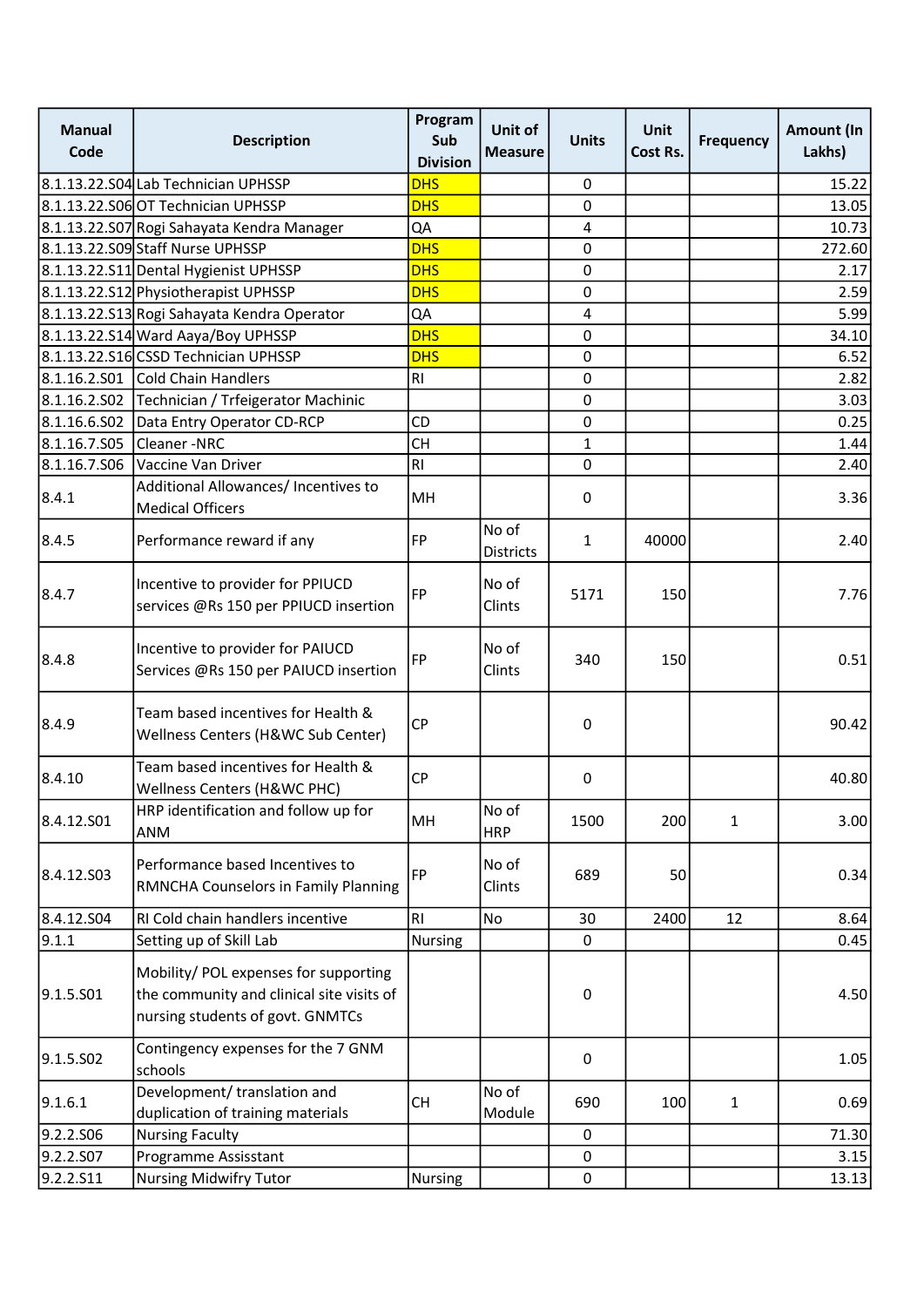| Manual Code | Description | Program Sub Division | Unit of Measure | Units | Unit Cost Rs. | Frequency | Amount (In Lakhs) |
|---|---|---|---|---|---|---|---|
| 8.1.13.22.S04 | Lab Technician UPHSSP | DHS | | 0 | | | 15.22 |
| 8.1.13.22.S06 | OT Technician UPHSSP | DHS | | 0 | | | 13.05 |
| 8.1.13.22.S07 | Rogi Sahayata Kendra Manager | QA | | 4 | | | 10.73 |
| 8.1.13.22.S09 | Staff Nurse UPHSSP | DHS | | 0 | | | 272.60 |
| 8.1.13.22.S11 | Dental Hygienist UPHSSP | DHS | | 0 | | | 2.17 |
| 8.1.13.22.S12 | Physiotherapist UPHSSP | DHS | | 0 | | | 2.59 |
| 8.1.13.22.S13 | Rogi Sahayata Kendra Operator | QA | | 4 | | | 5.99 |
| 8.1.13.22.S14 | Ward Aaya/Boy UPHSSP | DHS | | 0 | | | 34.10 |
| 8.1.13.22.S16 | CSSD Technician UPHSSP | DHS | | 0 | | | 6.52 |
| 8.1.16.2.S01 | Cold Chain Handlers | RI | | 0 | | | 2.82 |
| 8.1.16.2.S02 | Technician / Trfeigerator Machinic | | | 0 | | | 3.03 |
| 8.1.16.6.S02 | Data Entry Operator CD-RCP | CD | | 0 | | | 0.25 |
| 8.1.16.7.S05 | Cleaner -NRC | CH | | 1 | | | 1.44 |
| 8.1.16.7.S06 | Vaccine Van Driver | RI | | 0 | | | 2.40 |
| 8.4.1 | Additional Allowances/ Incentives to Medical Officers | MH | | 0 | | | 3.36 |
| 8.4.5 | Performance reward if any | FP | No of Districts | 1 | 40000 | | 2.40 |
| 8.4.7 | Incentive to provider for PPIUCD services @Rs 150 per PPIUCD insertion | FP | No of Clints | 5171 | 150 | | 7.76 |
| 8.4.8 | Incentive to provider for PAIUCD Services @Rs 150 per PAIUCD insertion | FP | No of Clints | 340 | 150 | | 0.51 |
| 8.4.9 | Team based incentives for Health & Wellness Centers (H&WC Sub Center) | CP | | 0 | | | 90.42 |
| 8.4.10 | Team based incentives for Health & Wellness Centers (H&WC PHC) | CP | | 0 | | | 40.80 |
| 8.4.12.S01 | HRP identification and follow up for ANM | MH | No of HRP | 1500 | 200 | 1 | 3.00 |
| 8.4.12.S03 | Performance based Incentives to RMNCHA Counselors in Family Planning | FP | No of Clints | 689 | 50 | | 0.34 |
| 8.4.12.S04 | RI Cold chain handlers incentive | RI | No | 30 | 2400 | 12 | 8.64 |
| 9.1.1 | Setting up of Skill Lab | Nursing | | 0 | | | 0.45 |
| 9.1.5.S01 | Mobility/ POL expenses for supporting the community and clinical site visits of nursing students of govt. GNMTCs | | | 0 | | | 4.50 |
| 9.1.5.S02 | Contingency expenses for the 7 GNM schools | | | 0 | | | 1.05 |
| 9.1.6.1 | Development/ translation and duplication of training materials | CH | No of Module | 690 | 100 | 1 | 0.69 |
| 9.2.2.S06 | Nursing Faculty | | | 0 | | | 71.30 |
| 9.2.2.S07 | Programme Assisstant | | | 0 | | | 3.15 |
| 9.2.2.S11 | Nursing Midwifry Tutor | Nursing | | 0 | | | 13.13 |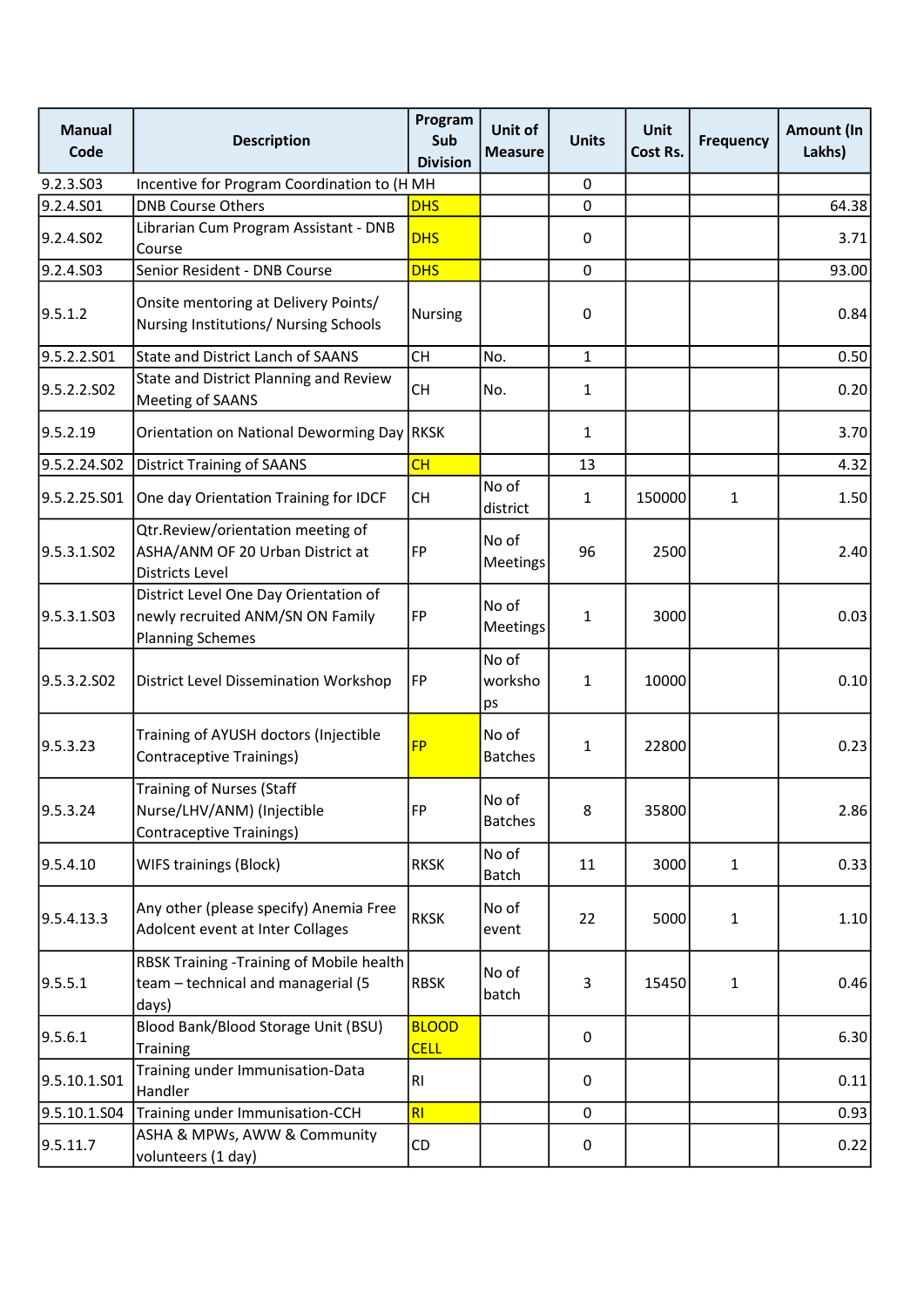| Manual Code | Description | Program Sub Division | Unit of Measure | Units | Unit Cost Rs. | Frequency | Amount (In Lakhs) |
|---|---|---|---|---|---|---|---|
| 9.2.3.S03 | Incentive for Program Coordination to (H | MH | | 0 | | | |
| 9.2.4.S01 | DNB Course Others | DHS | | 0 | | | 64.38 |
| 9.2.4.S02 | Librarian Cum Program Assistant - DNB Course | DHS | | 0 | | | 3.71 |
| 9.2.4.S03 | Senior Resident - DNB Course | DHS | | 0 | | | 93.00 |
| 9.5.1.2 | Onsite mentoring at Delivery Points/ Nursing Institutions/ Nursing Schools | Nursing | | 0 | | | 0.84 |
| 9.5.2.2.S01 | State and District Lanch of SAANS | CH | No. | 1 | | | 0.50 |
| 9.5.2.2.S02 | State and District Planning and Review Meeting of SAANS | CH | No. | 1 | | | 0.20 |
| 9.5.2.19 | Orientation on National Deworming Day | RKSK | | 1 | | | 3.70 |
| 9.5.2.24.S02 | District Training of SAANS | CH | | 13 | | | 4.32 |
| 9.5.2.25.S01 | One day Orientation Training for IDCF | CH | No of district | 1 | 150000 | 1 | 1.50 |
| 9.5.3.1.S02 | Qtr.Review/orientation meeting of ASHA/ANM OF 20 Urban District at Districts Level | FP | No of Meetings | 96 | 2500 | | 2.40 |
| 9.5.3.1.S03 | District Level One Day Orientation of newly recruited ANM/SN ON Family Planning Schemes | FP | No of Meetings | 1 | 3000 | | 0.03 |
| 9.5.3.2.S02 | District Level Dissemination Workshop | FP | No of workshops | 1 | 10000 | | 0.10 |
| 9.5.3.23 | Training of AYUSH doctors (Injectible Contraceptive Trainings) | FP | No of Batches | 1 | 22800 | | 0.23 |
| 9.5.3.24 | Training of Nurses (Staff Nurse/LHV/ANM) (Injectible Contraceptive Trainings) | FP | No of Batches | 8 | 35800 | | 2.86 |
| 9.5.4.10 | WIFS trainings (Block) | RKSK | No of Batch | 11 | 3000 | 1 | 0.33 |
| 9.5.4.13.3 | Any other (please specify) Anemia Free Adolcent event at Inter Collages | RKSK | No of event | 22 | 5000 | 1 | 1.10 |
| 9.5.5.1 | RBSK Training -Training of Mobile health team – technical and managerial (5 days) | RBSK | No of batch | 3 | 15450 | 1 | 0.46 |
| 9.5.6.1 | Blood Bank/Blood Storage Unit (BSU) Training | BLOOD CELL | | 0 | | | 6.30 |
| 9.5.10.1.S01 | Training under Immunisation-Data Handler | RI | | 0 | | | 0.11 |
| 9.5.10.1.S04 | Training under Immunisation-CCH | RI | | 0 | | | 0.93 |
| 9.5.11.7 | ASHA & MPWs, AWW & Community volunteers (1 day) | CD | | 0 | | | 0.22 |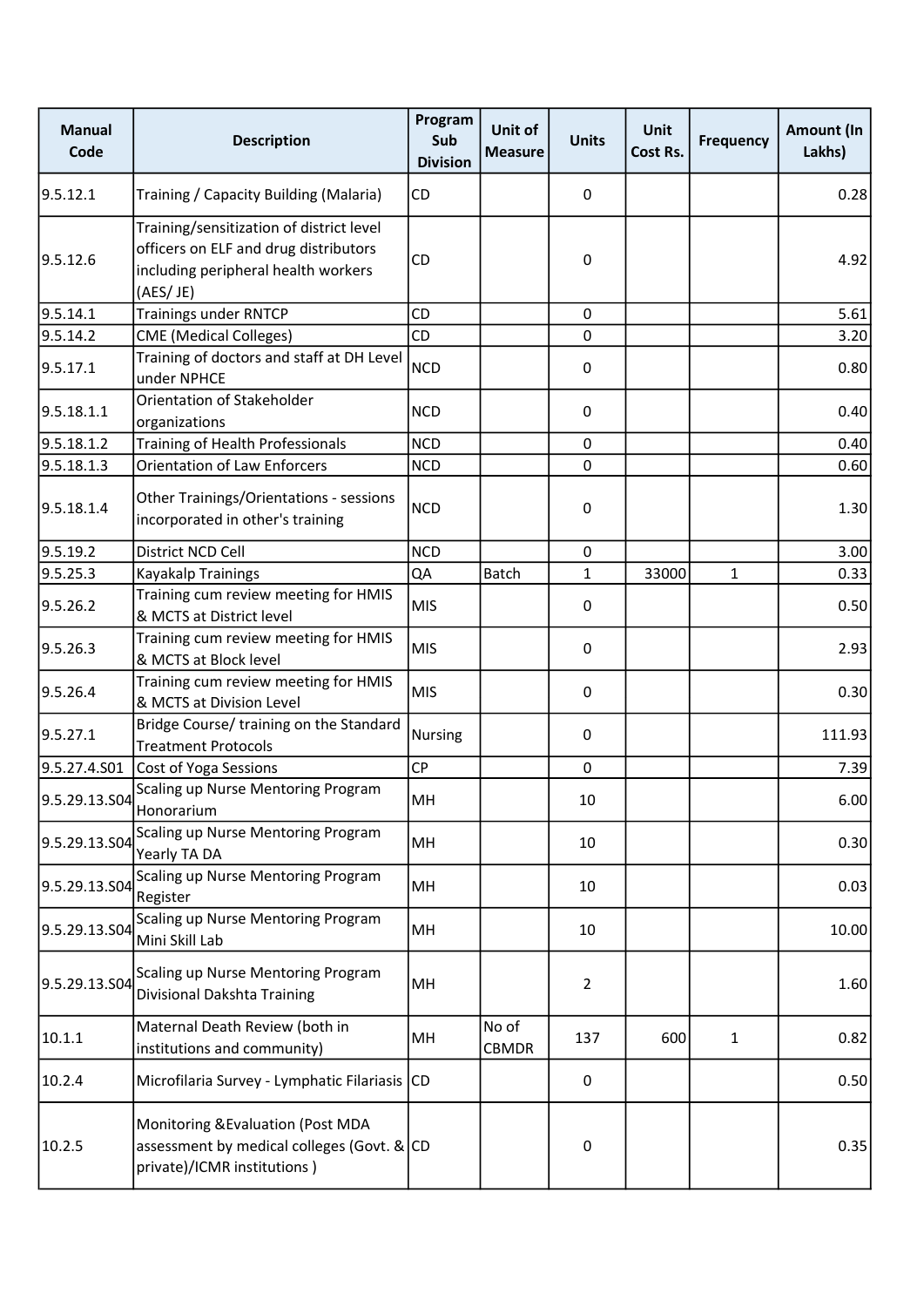| Manual Code | Description | Program Sub Division | Unit of Measure | Units | Unit Cost Rs. | Frequency | Amount (In Lakhs) |
|---|---|---|---|---|---|---|---|
| 9.5.12.1 | Training / Capacity Building (Malaria) | CD | | 0 | | | 0.28 |
| 9.5.12.6 | Training/sensitization of district level officers on ELF and drug distributors including peripheral health workers (AES/ JE) | CD | | 0 | | | 4.92 |
| 9.5.14.1 | Trainings under RNTCP | CD | | 0 | | | 5.61 |
| 9.5.14.2 | CME (Medical Colleges) | CD | | 0 | | | 3.20 |
| 9.5.17.1 | Training of doctors and staff at DH Level under NPHCE | NCD | | 0 | | | 0.80 |
| 9.5.18.1.1 | Orientation of Stakeholder organizations | NCD | | 0 | | | 0.40 |
| 9.5.18.1.2 | Training of Health Professionals | NCD | | 0 | | | 0.40 |
| 9.5.18.1.3 | Orientation of Law Enforcers | NCD | | 0 | | | 0.60 |
| 9.5.18.1.4 | Other Trainings/Orientations - sessions incorporated in other's training | NCD | | 0 | | | 1.30 |
| 9.5.19.2 | District NCD Cell | NCD | | 0 | | | 3.00 |
| 9.5.25.3 | Kayakalp Trainings | QA | Batch | 1 | 33000 | 1 | 0.33 |
| 9.5.26.2 | Training cum review meeting for HMIS & MCTS at District level | MIS | | 0 | | | 0.50 |
| 9.5.26.3 | Training cum review meeting for HMIS & MCTS at Block level | MIS | | 0 | | | 2.93 |
| 9.5.26.4 | Training cum review meeting for HMIS & MCTS at Division Level | MIS | | 0 | | | 0.30 |
| 9.5.27.1 | Bridge Course/ training on the Standard Treatment Protocols | Nursing | | 0 | | | 111.93 |
| 9.5.27.4.S01 | Cost of Yoga Sessions | CP | | 0 | | | 7.39 |
| 9.5.29.13.S04 | Scaling up Nurse Mentoring Program Honorarium | MH | | 10 | | | 6.00 |
| 9.5.29.13.S04 | Scaling up Nurse Mentoring Program Yearly TA DA | MH | | 10 | | | 0.30 |
| 9.5.29.13.S04 | Scaling up Nurse Mentoring Program Register | MH | | 10 | | | 0.03 |
| 9.5.29.13.S04 | Scaling up Nurse Mentoring Program Mini Skill Lab | MH | | 10 | | | 10.00 |
| 9.5.29.13.S04 | Scaling up Nurse Mentoring Program Divisional Dakshta Training | MH | | 2 | | | 1.60 |
| 10.1.1 | Maternal Death Review (both in institutions and community) | MH | No of CBMDR | 137 | 600 | 1 | 0.82 |
| 10.2.4 | Microfilaria Survey - Lymphatic Filariasis | CD | | 0 | | | 0.50 |
| 10.2.5 | Monitoring &Evaluation (Post MDA assessment by medical colleges (Govt. & private)/ICMR institutions ) | CD | | 0 | | | 0.35 |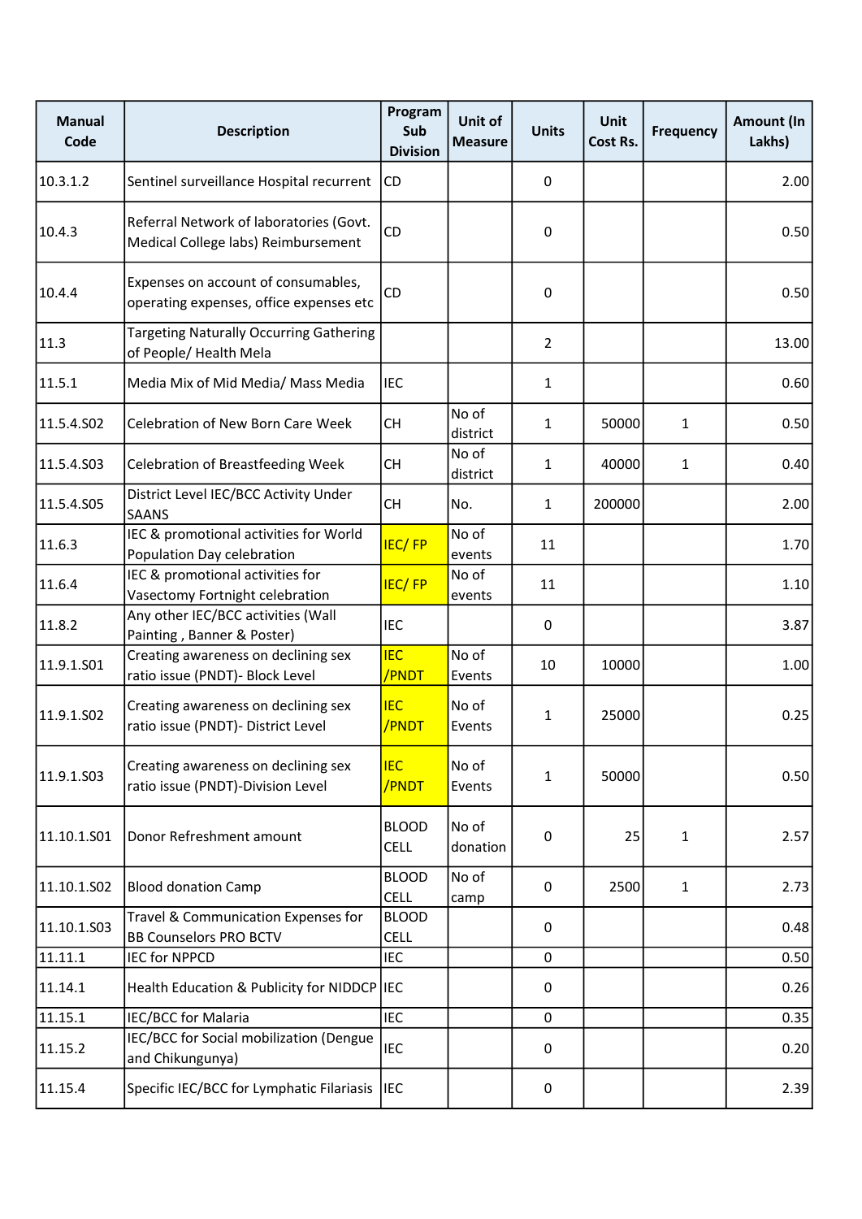| Manual Code | Description | Program Sub Division | Unit of Measure | Units | Unit Cost Rs. | Frequency | Amount (In Lakhs) |
|---|---|---|---|---|---|---|---|
| 10.3.1.2 | Sentinel surveillance Hospital recurrent | CD | | 0 | | | 2.00 |
| 10.4.3 | Referral Network of laboratories (Govt. Medical College labs) Reimbursement | CD | | 0 | | | 0.50 |
| 10.4.4 | Expenses on account of consumables, operating expenses, office expenses etc | CD | | 0 | | | 0.50 |
| 11.3 | Targeting Naturally Occurring Gathering of People/ Health Mela | | | 2 | | | 13.00 |
| 11.5.1 | Media Mix of Mid Media/ Mass Media | IEC | | 1 | | | 0.60 |
| 11.5.4.S02 | Celebration of New Born Care Week | CH | No of district | 1 | 50000 | 1 | 0.50 |
| 11.5.4.S03 | Celebration of Breastfeeding Week | CH | No of district | 1 | 40000 | 1 | 0.40 |
| 11.5.4.S05 | District Level IEC/BCC Activity Under SAANS | CH | No. | 1 | 200000 | | 2.00 |
| 11.6.3 | IEC & promotional activities for World Population Day celebration | IEC/ FP | No of events | 11 | | | 1.70 |
| 11.6.4 | IEC & promotional activities for Vasectomy Fortnight celebration | IEC/ FP | No of events | 11 | | | 1.10 |
| 11.8.2 | Any other IEC/BCC activities (Wall Painting , Banner & Poster) | IEC | | 0 | | | 3.87 |
| 11.9.1.S01 | Creating awareness on declining sex ratio issue (PNDT)- Block Level | IEC /PNDT | No of Events | 10 | 10000 | | 1.00 |
| 11.9.1.S02 | Creating awareness on declining sex ratio issue (PNDT)- District Level | IEC /PNDT | No of Events | 1 | 25000 | | 0.25 |
| 11.9.1.S03 | Creating awareness on declining sex ratio issue (PNDT)-Division Level | IEC /PNDT | No of Events | 1 | 50000 | | 0.50 |
| 11.10.1.S01 | Donor Refreshment amount | BLOOD CELL | No of donation | 0 | 25 | 1 | 2.57 |
| 11.10.1.S02 | Blood donation Camp | BLOOD CELL | No of camp | 0 | 2500 | 1 | 2.73 |
| 11.10.1.S03 | Travel & Communication Expenses for BB Counselors PRO BCTV | BLOOD CELL | | 0 | | | 0.48 |
| 11.11.1 | IEC for NPPCD | IEC | | 0 | | | 0.50 |
| 11.14.1 | Health Education & Publicity for NIDDCP | IEC | | 0 | | | 0.26 |
| 11.15.1 | IEC/BCC for Malaria | IEC | | 0 | | | 0.35 |
| 11.15.2 | IEC/BCC for Social mobilization (Dengue and Chikungunya) | IEC | | 0 | | | 0.20 |
| 11.15.4 | Specific IEC/BCC for Lymphatic Filariasis | IEC | | 0 | | | 2.39 |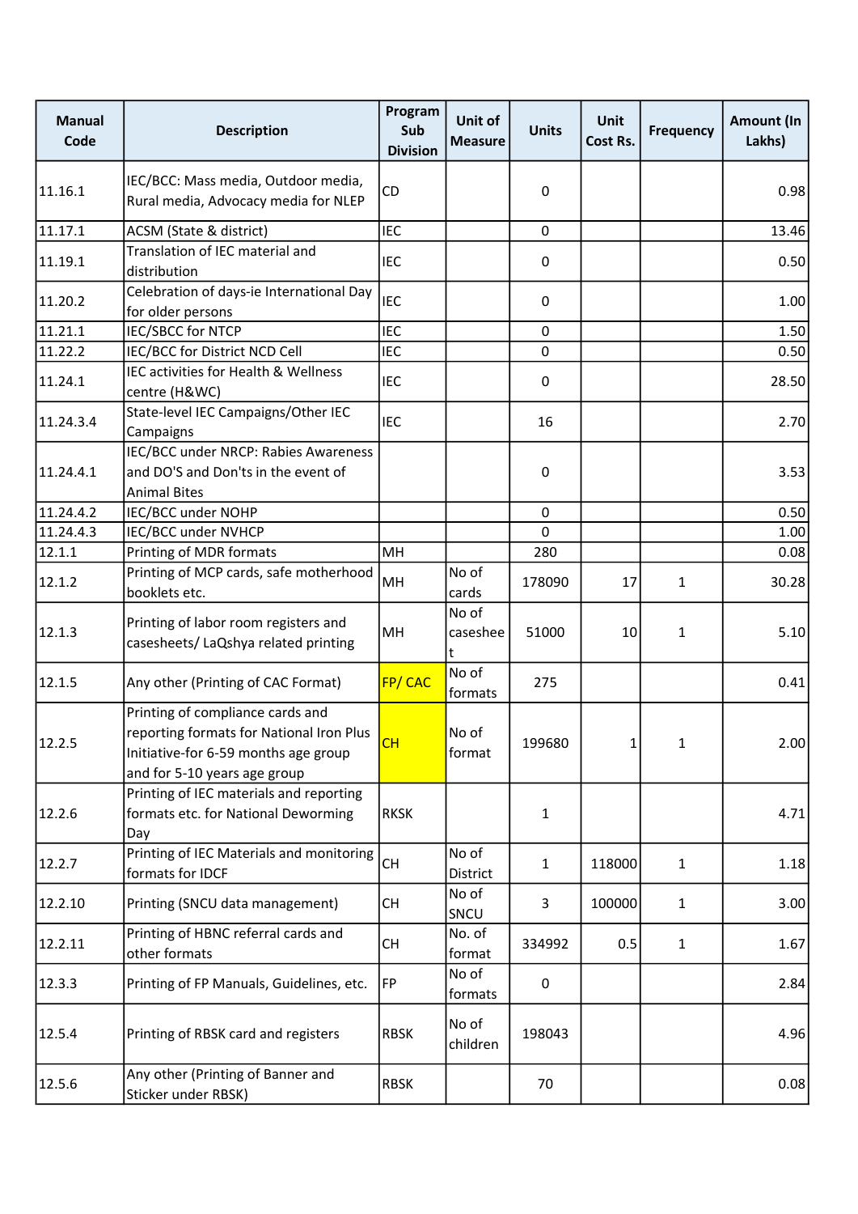| Manual Code | Description | Program Sub Division | Unit of Measure | Units | Unit Cost Rs. | Frequency | Amount (In Lakhs) |
|---|---|---|---|---|---|---|---|
| 11.16.1 | IEC/BCC: Mass media, Outdoor media, Rural media, Advocacy media for NLEP | CD | | 0 | | | 0.98 |
| 11.17.1 | ACSM (State & district) | IEC | | 0 | | | 13.46 |
| 11.19.1 | Translation of IEC material and distribution | IEC | | 0 | | | 0.50 |
| 11.20.2 | Celebration of days-ie International Day for older persons | IEC | | 0 | | | 1.00 |
| 11.21.1 | IEC/SBCC for NTCP | IEC | | 0 | | | 1.50 |
| 11.22.2 | IEC/BCC for District NCD Cell | IEC | | 0 | | | 0.50 |
| 11.24.1 | IEC activities for Health & Wellness centre (H&WC) | IEC | | 0 | | | 28.50 |
| 11.24.3.4 | State-level IEC Campaigns/Other IEC Campaigns | IEC | | 16 | | | 2.70 |
| 11.24.4.1 | IEC/BCC under NRCP: Rabies Awareness and DO'S and Don'ts in the event of Animal Bites | | | 0 | | | 3.53 |
| 11.24.4.2 | IEC/BCC under NOHP | | | 0 | | | 0.50 |
| 11.24.4.3 | IEC/BCC under NVHCP | | | 0 | | | 1.00 |
| 12.1.1 | Printing of MDR formats | MH | | 280 | | | 0.08 |
| 12.1.2 | Printing of MCP cards, safe motherhood booklets etc. | MH | No of cards | 178090 | 17 | 1 | 30.28 |
| 12.1.3 | Printing of labor room registers and casesheets/ LaQshya related printing | MH | No of casesheet | 51000 | 10 | 1 | 5.10 |
| 12.1.5 | Any other (Printing of CAC Format) | FP/ CAC | No of formats | 275 | | | 0.41 |
| 12.2.5 | Printing of compliance cards and reporting formats for National Iron Plus Initiative-for 6-59 months age group and for 5-10 years age group | CH | No of format | 199680 | 1 | 1 | 2.00 |
| 12.2.6 | Printing of IEC materials and reporting formats etc. for National Deworming Day | RKSK | | 1 | | | 4.71 |
| 12.2.7 | Printing of IEC Materials and monitoring formats for IDCF | CH | No of District | 1 | 118000 | 1 | 1.18 |
| 12.2.10 | Printing (SNCU data management) | CH | No of SNCU | 3 | 100000 | 1 | 3.00 |
| 12.2.11 | Printing of HBNC referral cards and other formats | CH | No. of format | 334992 | 0.5 | 1 | 1.67 |
| 12.3.3 | Printing of FP Manuals, Guidelines, etc. | FP | No of formats | 0 | | | 2.84 |
| 12.5.4 | Printing of RBSK card and registers | RBSK | No of children | 198043 | | | 4.96 |
| 12.5.6 | Any other (Printing of Banner and Sticker under RBSK) | RBSK | | 70 | | | 0.08 |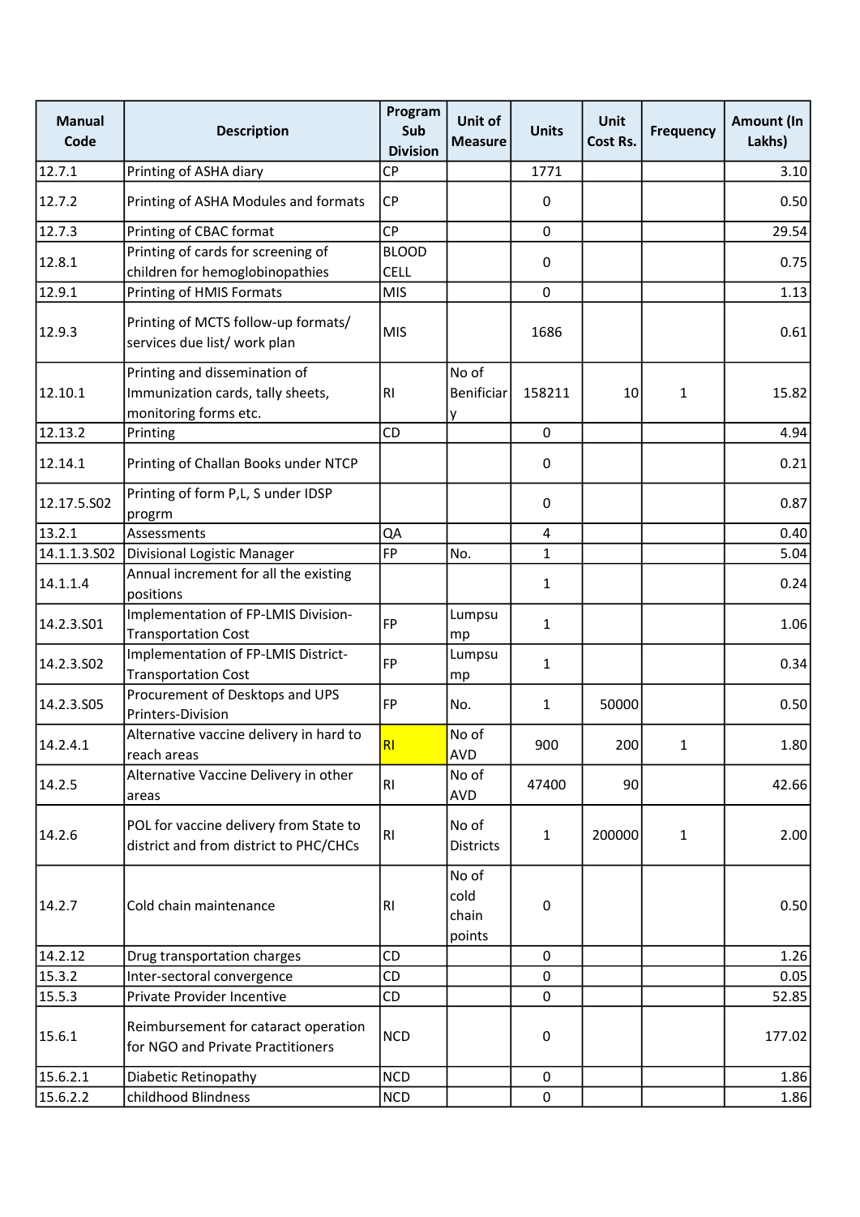| Manual Code | Description | Program Sub Division | Unit of Measure | Units | Unit Cost Rs. | Frequency | Amount (In Lakhs) |
|---|---|---|---|---|---|---|---|
| 12.7.1 | Printing of ASHA diary | CP | | 1771 | | | 3.10 |
| 12.7.2 | Printing of ASHA Modules and formats | CP | | 0 | | | 0.50 |
| 12.7.3 | Printing of CBAC format | CP | | 0 | | | 29.54 |
| 12.8.1 | Printing of cards for screening of children for hemoglobinopathies | BLOOD CELL | | 0 | | | 0.75 |
| 12.9.1 | Printing of HMIS Formats | MIS | | 0 | | | 1.13 |
| 12.9.3 | Printing of MCTS follow-up formats/ services due list/ work plan | MIS | | 1686 | | | 0.61 |
| 12.10.1 | Printing and dissemination of Immunization cards, tally sheets, monitoring forms etc. | RI | No of Benificiary | 158211 | 10 | 1 | 15.82 |
| 12.13.2 | Printing | CD | | 0 | | | 4.94 |
| 12.14.1 | Printing of Challan Books under NTCP | | | 0 | | | 0.21 |
| 12.17.5.S02 | Printing of form P,L, S under IDSP progrm | | | 0 | | | 0.87 |
| 13.2.1 | Assessments | QA | | 4 | | | 0.40 |
| 14.1.1.3.S02 | Divisional Logistic Manager | FP | No. | 1 | | | 5.04 |
| 14.1.1.4 | Annual increment for all the existing positions | | | 1 | | | 0.24 |
| 14.2.3.S01 | Implementation of FP-LMIS Division-Transportation Cost | FP | Lumpsump | 1 | | | 1.06 |
| 14.2.3.S02 | Implementation of FP-LMIS District-Transportation Cost | FP | Lumpsump | 1 | | | 0.34 |
| 14.2.3.S05 | Procurement of Desktops and UPS Printers-Division | FP | No. | 1 | 50000 | | 0.50 |
| 14.2.4.1 | Alternative vaccine delivery in hard to reach areas | RI | No of AVD | 900 | 200 | 1 | 1.80 |
| 14.2.5 | Alternative Vaccine Delivery in other areas | RI | No of AVD | 47400 | 90 | | 42.66 |
| 14.2.6 | POL for vaccine delivery from State to district and from district to PHC/CHCs | RI | No of Districts | 1 | 200000 | 1 | 2.00 |
| 14.2.7 | Cold chain maintenance | RI | No of cold chain points | 0 | | | 0.50 |
| 14.2.12 | Drug transportation charges | CD | | 0 | | | 1.26 |
| 15.3.2 | Inter-sectoral convergence | CD | | 0 | | | 0.05 |
| 15.5.3 | Private Provider Incentive | CD | | 0 | | | 52.85 |
| 15.6.1 | Reimbursement for cataract operation for NGO and Private Practitioners | NCD | | 0 | | | 177.02 |
| 15.6.2.1 | Diabetic Retinopathy | NCD | | 0 | | | 1.86 |
| 15.6.2.2 | childhood Blindness | NCD | | 0 | | | 1.86 |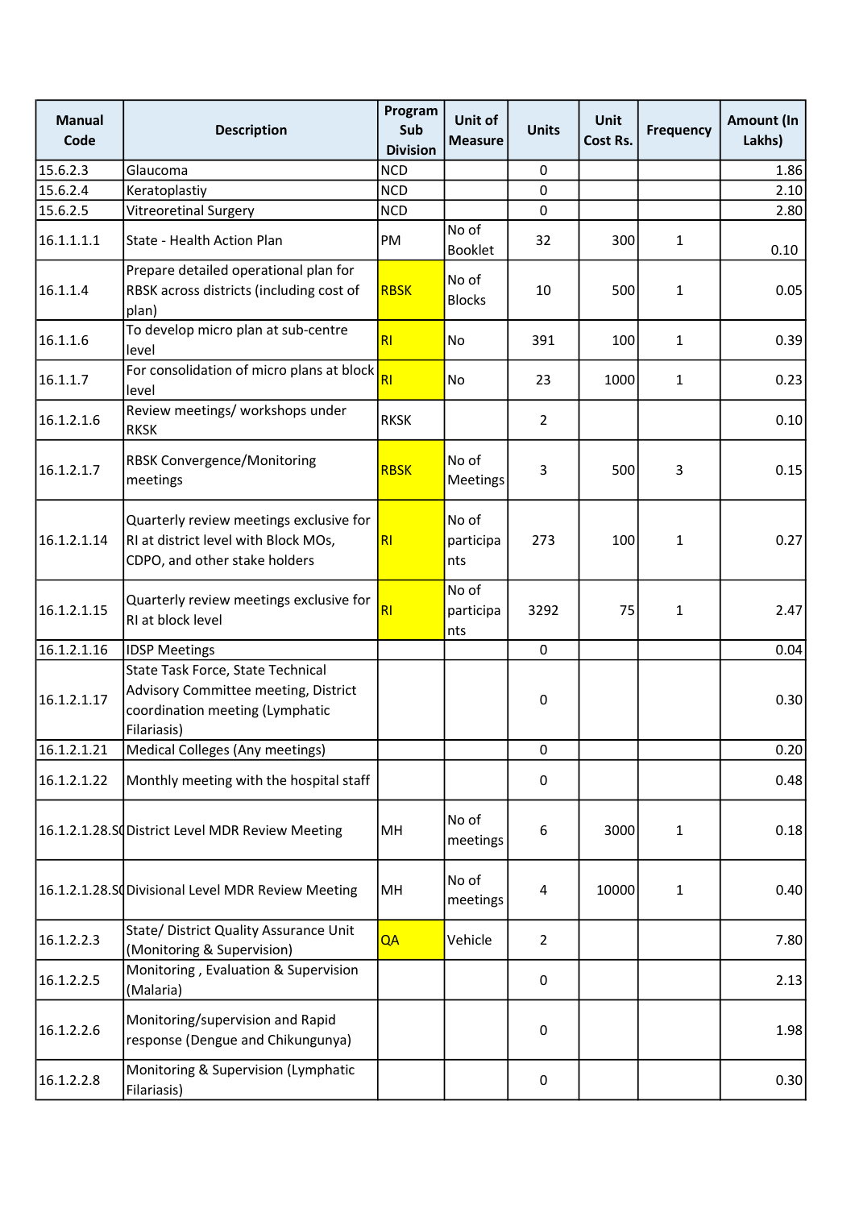| Manual Code | Description | Program Sub Division | Unit of Measure | Units | Unit Cost Rs. | Frequency | Amount (In Lakhs) |
|---|---|---|---|---|---|---|---|
| 15.6.2.3 | Glaucoma | NCD | | 0 | | | 1.86 |
| 15.6.2.4 | Keratoplastiy | NCD | | 0 | | | 2.10 |
| 15.6.2.5 | Vitreoretinal Surgery | NCD | | 0 | | | 2.80 |
| 16.1.1.1.1 | State - Health Action Plan | PM | No of Booklet | 32 | 300 | 1 | 0.10 |
| 16.1.1.4 | Prepare detailed operational plan for RBSK across districts (including cost of plan) | RBSK | No of Blocks | 10 | 500 | 1 | 0.05 |
| 16.1.1.6 | To develop micro plan at sub-centre level | RI | No | 391 | 100 | 1 | 0.39 |
| 16.1.1.7 | For consolidation of micro plans at block level | RI | No | 23 | 1000 | 1 | 0.23 |
| 16.1.2.1.6 | Review meetings/ workshops under RKSK | RKSK | | 2 | | | 0.10 |
| 16.1.2.1.7 | RBSK Convergence/Monitoring meetings | RBSK | No of Meetings | 3 | 500 | 3 | 0.15 |
| 16.1.2.1.14 | Quarterly review meetings exclusive for RI at district level with Block MOs, CDPO, and other stake holders | RI | No of participants | 273 | 100 | 1 | 0.27 |
| 16.1.2.1.15 | Quarterly review meetings exclusive for RI at block level | RI | No of participants | 3292 | 75 | 1 | 2.47 |
| 16.1.2.1.16 | IDSP Meetings | | | 0 | | | 0.04 |
| 16.1.2.1.17 | State Task Force, State Technical Advisory Committee meeting, District coordination meeting (Lymphatic Filariasis) | | | 0 | | | 0.30 |
| 16.1.2.1.21 | Medical Colleges (Any meetings) | | | 0 | | | 0.20 |
| 16.1.2.1.22 | Monthly meeting with the hospital staff | | | 0 | | | 0.48 |
| 16.1.2.1.28.S0 | District Level MDR Review Meeting | MH | No of meetings | 6 | 3000 | 1 | 0.18 |
| 16.1.2.1.28.S0 | Divisional Level MDR Review Meeting | MH | No of meetings | 4 | 10000 | 1 | 0.40 |
| 16.1.2.2.3 | State/ District Quality Assurance Unit (Monitoring & Supervision) | QA | Vehicle | 2 | | | 7.80 |
| 16.1.2.2.5 | Monitoring , Evaluation & Supervision (Malaria) | | | 0 | | | 2.13 |
| 16.1.2.2.6 | Monitoring/supervision and Rapid response (Dengue and Chikungunya) | | | 0 | | | 1.98 |
| 16.1.2.2.8 | Monitoring & Supervision (Lymphatic Filariasis) | | | 0 | | | 0.30 |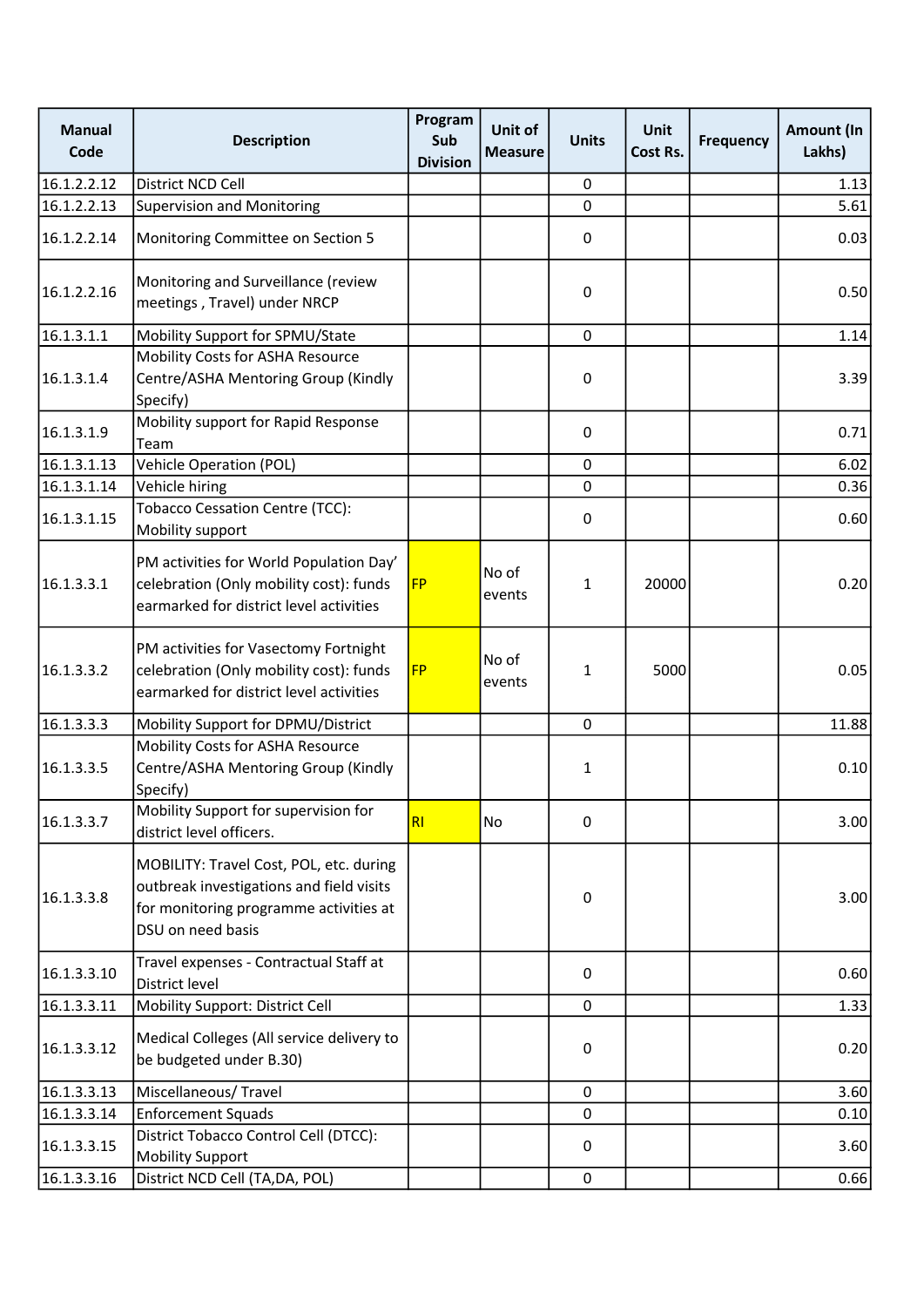| Manual Code | Description | Program Sub Division | Unit of Measure | Units | Unit Cost Rs. | Frequency | Amount (In Lakhs) |
|---|---|---|---|---|---|---|---|
| 16.1.2.2.12 | District NCD Cell | | | 0 | | | 1.13 |
| 16.1.2.2.13 | Supervision and Monitoring | | | 0 | | | 5.61 |
| 16.1.2.2.14 | Monitoring Committee on Section 5 | | | 0 | | | 0.03 |
| 16.1.2.2.16 | Monitoring and Surveillance (review meetings , Travel) under NRCP | | | 0 | | | 0.50 |
| 16.1.3.1.1 | Mobility Support for SPMU/State | | | 0 | | | 1.14 |
| 16.1.3.1.4 | Mobility Costs for ASHA Resource Centre/ASHA Mentoring Group (Kindly Specify) | | | 0 | | | 3.39 |
| 16.1.3.1.9 | Mobility support for Rapid Response Team | | | 0 | | | 0.71 |
| 16.1.3.1.13 | Vehicle Operation (POL) | | | 0 | | | 6.02 |
| 16.1.3.1.14 | Vehicle hiring | | | 0 | | | 0.36 |
| 16.1.3.1.15 | Tobacco Cessation Centre (TCC): Mobility support | | | 0 | | | 0.60 |
| 16.1.3.3.1 | PM activities for World Population Day' celebration (Only mobility cost): funds earmarked for district level activities | FP | No of events | 1 | 20000 | | 0.20 |
| 16.1.3.3.2 | PM activities for Vasectomy Fortnight celebration (Only mobility cost): funds earmarked for district level activities | FP | No of events | 1 | 5000 | | 0.05 |
| 16.1.3.3.3 | Mobility Support for DPMU/District | | | 0 | | | 11.88 |
| 16.1.3.3.5 | Mobility Costs for ASHA Resource Centre/ASHA Mentoring Group (Kindly Specify) | | | 1 | | | 0.10 |
| 16.1.3.3.7 | Mobility Support for supervision for district level officers. | RI | No | 0 | | | 3.00 |
| 16.1.3.3.8 | MOBILITY: Travel Cost, POL, etc. during outbreak investigations and field visits for monitoring programme activities at DSU on need basis | | | 0 | | | 3.00 |
| 16.1.3.3.10 | Travel expenses - Contractual Staff at District level | | | 0 | | | 0.60 |
| 16.1.3.3.11 | Mobility Support: District Cell | | | 0 | | | 1.33 |
| 16.1.3.3.12 | Medical Colleges (All service delivery to be budgeted under B.30) | | | 0 | | | 0.20 |
| 16.1.3.3.13 | Miscellaneous/ Travel | | | 0 | | | 3.60 |
| 16.1.3.3.14 | Enforcement Squads | | | 0 | | | 0.10 |
| 16.1.3.3.15 | District Tobacco Control Cell (DTCC): Mobility Support | | | 0 | | | 3.60 |
| 16.1.3.3.16 | District NCD Cell (TA,DA, POL) | | | 0 | | | 0.66 |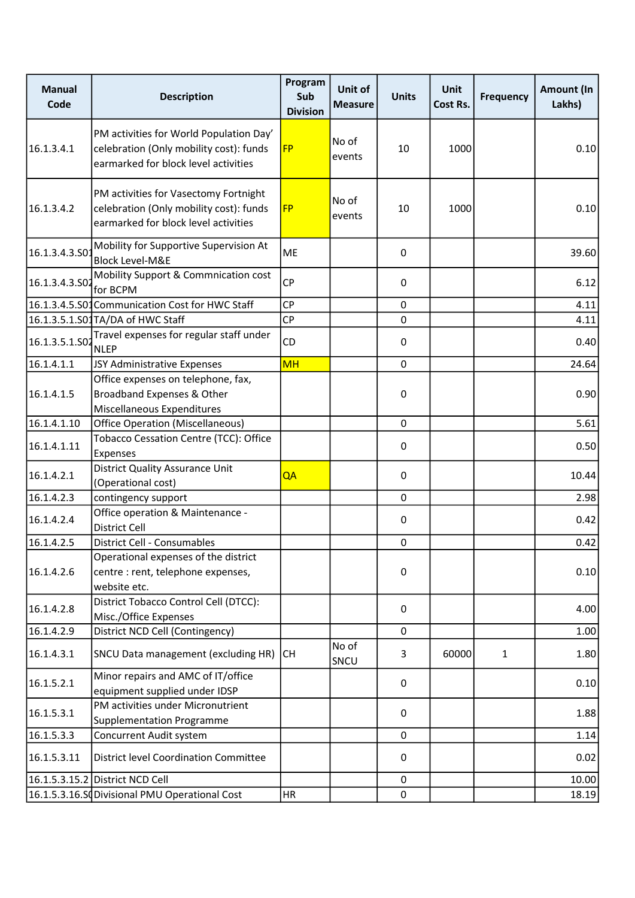| Manual Code | Description | Program Sub Division | Unit of Measure | Units | Unit Cost Rs. | Frequency | Amount (In Lakhs) |
|---|---|---|---|---|---|---|---|
| 16.1.3.4.1 | PM activities for World Population Day' celebration (Only mobility cost): funds earmarked for block level activities | FP | No of events | 10 | 1000 | | 0.10 |
| 16.1.3.4.2 | PM activities for Vasectomy Fortnight celebration (Only mobility cost): funds earmarked for block level activities | FP | No of events | 10 | 1000 | | 0.10 |
| 16.1.3.4.3.S01 | Mobility for Supportive Supervision At Block Level-M&E | ME | | 0 | | | 39.60 |
| 16.1.3.4.3.S02 | Mobility Support & Commnication cost for BCPM | CP | | 0 | | | 6.12 |
| 16.1.3.4.5.S01 | Communication Cost for HWC Staff | CP | | 0 | | | 4.11 |
| 16.1.3.5.1.S01 | TA/DA of HWC Staff | CP | | 0 | | | 4.11 |
| 16.1.3.5.1.S02 | Travel expenses for regular staff under NLEP | CD | | 0 | | | 0.40 |
| 16.1.4.1.1 | JSY Administrative Expenses | MH | | 0 | | | 24.64 |
| 16.1.4.1.5 | Office expenses on telephone, fax, Broadband Expenses & Other Miscellaneous Expenditures | | | 0 | | | 0.90 |
| 16.1.4.1.10 | Office Operation (Miscellaneous) | | | 0 | | | 5.61 |
| 16.1.4.1.11 | Tobacco Cessation Centre (TCC): Office Expenses | | | 0 | | | 0.50 |
| 16.1.4.2.1 | District Quality Assurance Unit (Operational cost) | QA | | 0 | | | 10.44 |
| 16.1.4.2.3 | contingency support | | | 0 | | | 2.98 |
| 16.1.4.2.4 | Office operation & Maintenance - District Cell | | | 0 | | | 0.42 |
| 16.1.4.2.5 | District Cell - Consumables | | | 0 | | | 0.42 |
| 16.1.4.2.6 | Operational expenses of the district centre : rent, telephone expenses, website etc. | | | 0 | | | 0.10 |
| 16.1.4.2.8 | District Tobacco Control Cell (DTCC): Misc./Office Expenses | | | 0 | | | 4.00 |
| 16.1.4.2.9 | District NCD Cell (Contingency) | | | 0 | | | 1.00 |
| 16.1.4.3.1 | SNCU Data management (excluding HR) | CH | No of SNCU | 3 | 60000 | 1 | 1.80 |
| 16.1.5.2.1 | Minor repairs and AMC of IT/office equipment supplied under IDSP | | | 0 | | | 0.10 |
| 16.1.5.3.1 | PM activities under Micronutrient Supplementation Programme | | | 0 | | | 1.88 |
| 16.1.5.3.3 | Concurrent Audit system | | | 0 | | | 1.14 |
| 16.1.5.3.11 | District level Coordination Committee | | | 0 | | | 0.02 |
| 16.1.5.3.15.2 | District NCD Cell | | | 0 | | | 10.00 |
| 16.1.5.3.16.S0 | Divisional PMU Operational Cost | HR | | 0 | | | 18.19 |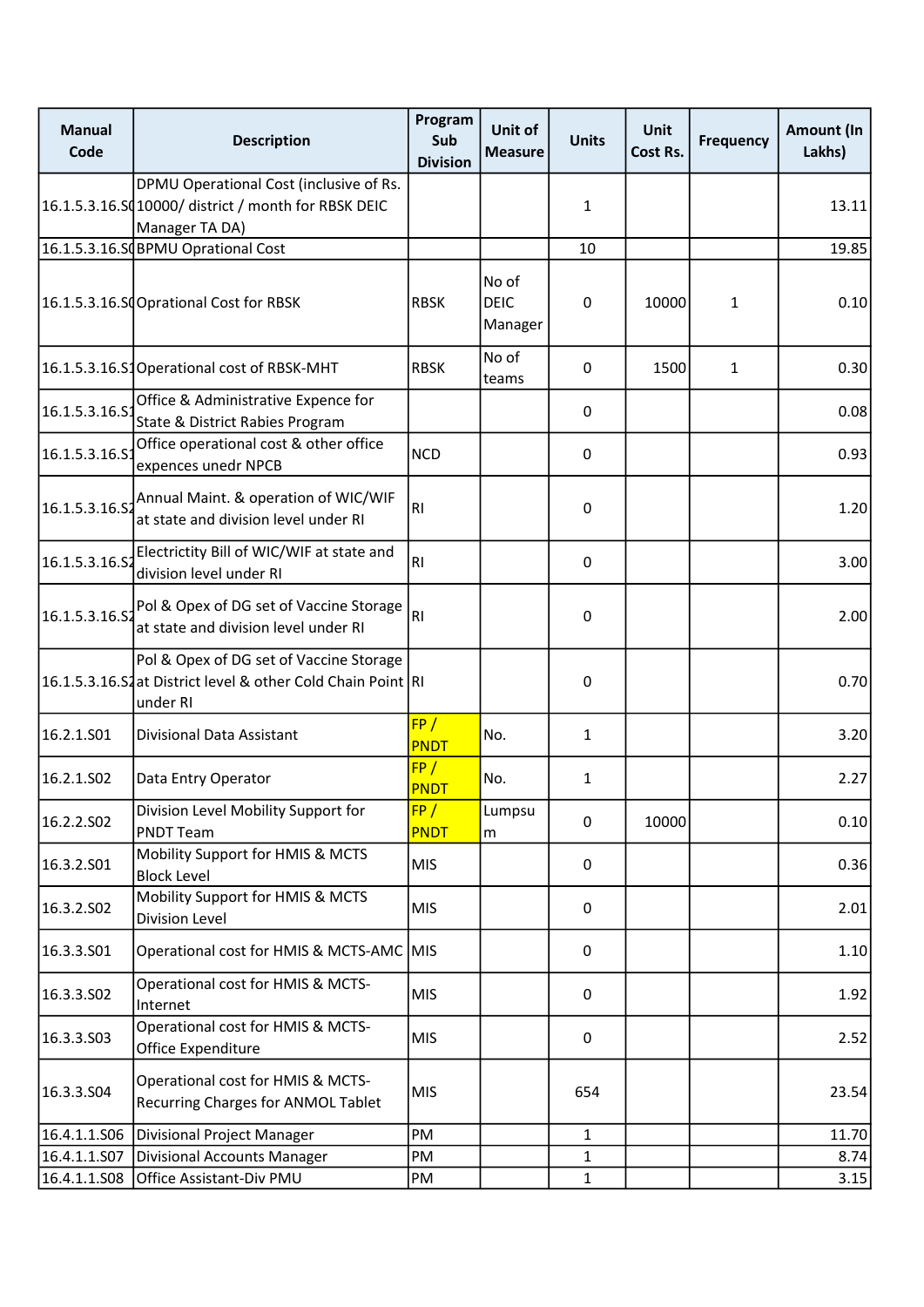| Manual Code | Description | Program Sub Division | Unit of Measure | Units | Unit Cost Rs. | Frequency | Amount (In Lakhs) |
|---|---|---|---|---|---|---|---|
| 16.1.5.3.16.S0 | DPMU Operational Cost (inclusive of Rs. 10000/ district / month for RBSK DEIC Manager TA DA) | | | 1 | | | 13.11 |
| 16.1.5.3.16.S0 | BPMU Oprational Cost | | | 10 | | | 19.85 |
| 16.1.5.3.16.S0 | Oprational Cost for RBSK | RBSK | No of DEIC Manager | 0 | 10000 | 1 | 0.10 |
| 16.1.5.3.16.S1 | Operational cost of RBSK-MHT | RBSK | No of teams | 0 | 1500 | 1 | 0.30 |
| 16.1.5.3.16.S1 | Office & Administrative Expence for State & District Rabies Program | | | 0 | | | 0.08 |
| 16.1.5.3.16.S1 | Office operational cost & other office expences unedr NPCB | NCD | | 0 | | | 0.93 |
| 16.1.5.3.16.S2 | Annual Maint. & operation of WIC/WIF at state and division level under RI | RI | | 0 | | | 1.20 |
| 16.1.5.3.16.S2 | Electrictity Bill of WIC/WIF at state and division level under RI | RI | | 0 | | | 3.00 |
| 16.1.5.3.16.S2 | Pol & Opex of DG set of Vaccine Storage at state and division level under RI | RI | | 0 | | | 2.00 |
| 16.1.5.3.16.S2 | Pol & Opex of DG set of Vaccine Storage at District level & other Cold Chain Point under RI | RI | | 0 | | | 0.70 |
| 16.2.1.S01 | Divisional Data Assistant | FP / PNDT | No. | 1 | | | 3.20 |
| 16.2.1.S02 | Data Entry Operator | FP / PNDT | No. | 1 | | | 2.27 |
| 16.2.2.S02 | Division Level Mobility Support for PNDT Team | FP / PNDT | Lumpsum | 0 | 10000 | | 0.10 |
| 16.3.2.S01 | Mobility Support for HMIS & MCTS Block Level | MIS | | 0 | | | 0.36 |
| 16.3.2.S02 | Mobility Support for HMIS & MCTS Division Level | MIS | | 0 | | | 2.01 |
| 16.3.3.S01 | Operational cost for HMIS & MCTS-AMC | MIS | | 0 | | | 1.10 |
| 16.3.3.S02 | Operational cost for HMIS & MCTS-Internet | MIS | | 0 | | | 1.92 |
| 16.3.3.S03 | Operational cost for HMIS & MCTS-Office Expenditure | MIS | | 0 | | | 2.52 |
| 16.3.3.S04 | Operational cost for HMIS & MCTS-Recurring Charges for ANMOL Tablet | MIS | | 654 | | | 23.54 |
| 16.4.1.1.S06 | Divisional Project Manager | PM | | 1 | | | 11.70 |
| 16.4.1.1.S07 | Divisional Accounts Manager | PM | | 1 | | | 8.74 |
| 16.4.1.1.S08 | Office Assistant-Div PMU | PM | | 1 | | | 3.15 |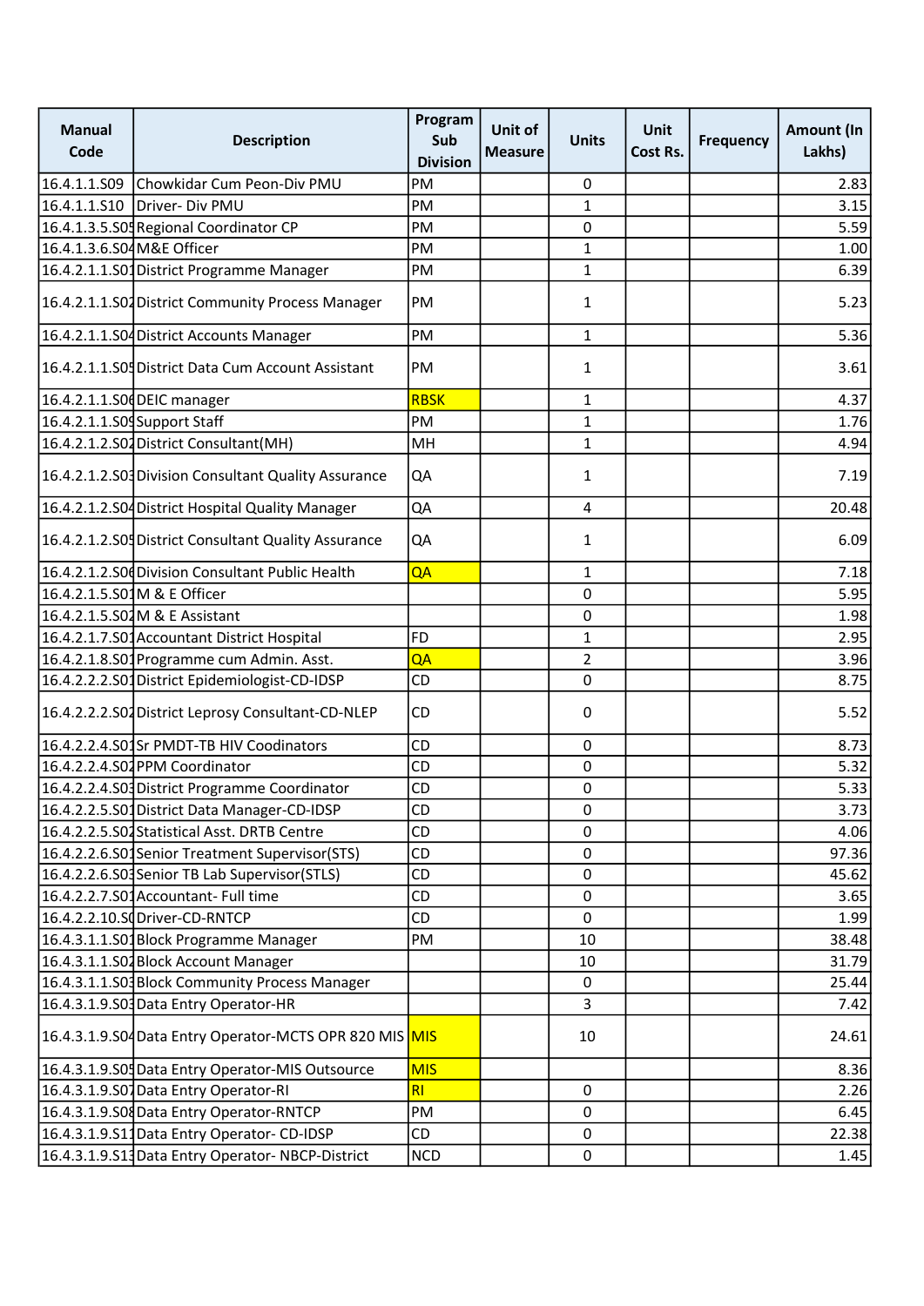| Manual Code | Description | Program Sub Division | Unit of Measure | Units | Unit Cost Rs. | Frequency | Amount (In Lakhs) |
|---|---|---|---|---|---|---|---|
| 16.4.1.1.S09 | Chowkidar Cum Peon-Div PMU | PM | | 0 | | | 2.83 |
| 16.4.1.1.S10 | Driver- Div PMU | PM | | 1 | | | 3.15 |
| 16.4.1.3.5.S05 | Regional Coordinator CP | PM | | 0 | | | 5.59 |
| 16.4.1.3.6.S04 | M&E Officer | PM | | 1 | | | 1.00 |
| 16.4.2.1.1.S01 | District Programme Manager | PM | | 1 | | | 6.39 |
| 16.4.2.1.1.S02 | District Community Process Manager | PM | | 1 | | | 5.23 |
| 16.4.2.1.1.S04 | District Accounts Manager | PM | | 1 | | | 5.36 |
| 16.4.2.1.1.S05 | District Data Cum Account Assistant | PM | | 1 | | | 3.61 |
| 16.4.2.1.1.S06 | DEIC manager | RBSK | | 1 | | | 4.37 |
| 16.4.2.1.1.S09 | Support Staff | PM | | 1 | | | 1.76 |
| 16.4.2.1.2.S02 | District Consultant(MH) | MH | | 1 | | | 4.94 |
| 16.4.2.1.2.S03 | Division Consultant Quality Assurance | QA | | 1 | | | 7.19 |
| 16.4.2.1.2.S04 | District Hospital Quality Manager | QA | | 4 | | | 20.48 |
| 16.4.2.1.2.S05 | District Consultant Quality Assurance | QA | | 1 | | | 6.09 |
| 16.4.2.1.2.S06 | Division Consultant Public Health | QA | | 1 | | | 7.18 |
| 16.4.2.1.5.S01 | M & E Officer | | | 0 | | | 5.95 |
| 16.4.2.1.5.S02 | M & E Assistant | | | 0 | | | 1.98 |
| 16.4.2.1.7.S01 | Accountant District Hospital | FD | | 1 | | | 2.95 |
| 16.4.2.1.8.S01 | Programme cum Admin. Asst. | QA | | 2 | | | 3.96 |
| 16.4.2.2.2.S01 | District Epidemiologist-CD-IDSP | CD | | 0 | | | 8.75 |
| 16.4.2.2.2.S02 | District Leprosy Consultant-CD-NLEP | CD | | 0 | | | 5.52 |
| 16.4.2.2.4.S01 | Sr PMDT-TB HIV Coodinators | CD | | 0 | | | 8.73 |
| 16.4.2.2.4.S02 | PPM Coordinator | CD | | 0 | | | 5.32 |
| 16.4.2.2.4.S03 | District Programme Coordinator | CD | | 0 | | | 5.33 |
| 16.4.2.2.5.S01 | District Data Manager-CD-IDSP | CD | | 0 | | | 3.73 |
| 16.4.2.2.5.S02 | Statistical Asst. DRTB Centre | CD | | 0 | | | 4.06 |
| 16.4.2.2.6.S01 | Senior Treatment Supervisor(STS) | CD | | 0 | | | 97.36 |
| 16.4.2.2.6.S03 | Senior TB Lab Supervisor(STLS) | CD | | 0 | | | 45.62 |
| 16.4.2.2.7.S01 | Accountant- Full time | CD | | 0 | | | 3.65 |
| 16.4.2.2.10.S0 | Driver-CD-RNTCP | CD | | 0 | | | 1.99 |
| 16.4.3.1.1.S01 | Block Programme Manager | PM | | 10 | | | 38.48 |
| 16.4.3.1.1.S02 | Block Account Manager | | | 10 | | | 31.79 |
| 16.4.3.1.1.S03 | Block Community Process Manager | | | 0 | | | 25.44 |
| 16.4.3.1.9.S03 | Data Entry Operator-HR | | | 3 | | | 7.42 |
| 16.4.3.1.9.S04 | Data Entry Operator-MCTS OPR 820 MIS | MIS | | 10 | | | 24.61 |
| 16.4.3.1.9.S05 | Data Entry Operator-MIS Outsource | MIS | | | | | 8.36 |
| 16.4.3.1.9.S07 | Data Entry Operator-RI | RI | | 0 | | | 2.26 |
| 16.4.3.1.9.S08 | Data Entry Operator-RNTCP | PM | | 0 | | | 6.45 |
| 16.4.3.1.9.S11 | Data Entry Operator- CD-IDSP | CD | | 0 | | | 22.38 |
| 16.4.3.1.9.S13 | Data Entry Operator- NBCP-District | NCD | | 0 | | | 1.45 |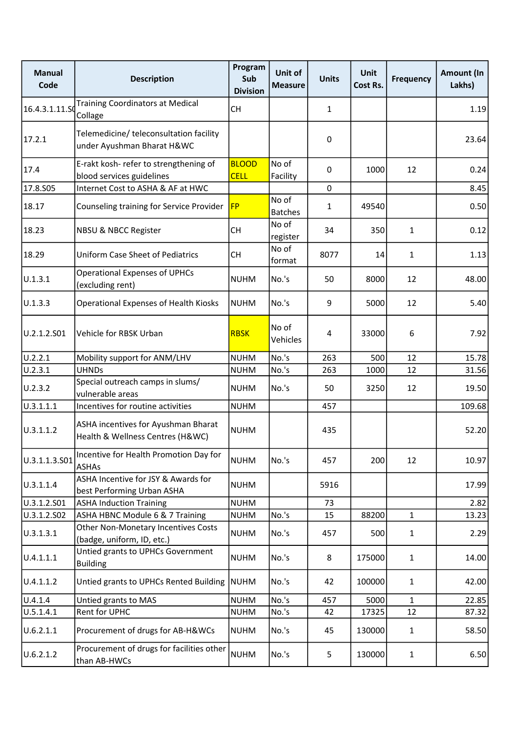| Manual Code | Description | Program Sub Division | Unit of Measure | Units | Unit Cost Rs. | Frequency | Amount (In Lakhs) |
|---|---|---|---|---|---|---|---|
| 16.4.3.1.11.S0 | Training Coordinators at Medical Collage | CH | | 1 | | | 1.19 |
| 17.2.1 | Telemedicine/ teleconsultation facility under Ayushman Bharat H&WC | | | 0 | | | 23.64 |
| 17.4 | E-rakt kosh- refer to strengthening of blood services guidelines | BLOOD CELL | No of Facility | 0 | 1000 | 12 | 0.24 |
| 17.8.S05 | Internet Cost to ASHA & AF at HWC | | | 0 | | | 8.45 |
| 18.17 | Counseling training for Service Provider | FP | No of Batches | 1 | 49540 | | 0.50 |
| 18.23 | NBSU & NBCC Register | CH | No of register | 34 | 350 | 1 | 0.12 |
| 18.29 | Uniform Case Sheet of Pediatrics | CH | No of format | 8077 | 14 | 1 | 1.13 |
| U.1.3.1 | Operational Expenses of UPHCs (excluding rent) | NUHM | No.'s | 50 | 8000 | 12 | 48.00 |
| U.1.3.3 | Operational Expenses of Health Kiosks | NUHM | No.'s | 9 | 5000 | 12 | 5.40 |
| U.2.1.2.S01 | Vehicle for RBSK Urban | RBSK | No of Vehicles | 4 | 33000 | 6 | 7.92 |
| U.2.2.1 | Mobility support for ANM/LHV | NUHM | No.'s | 263 | 500 | 12 | 15.78 |
| U.2.3.1 | UHNDs | NUHM | No.'s | 263 | 1000 | 12 | 31.56 |
| U.2.3.2 | Special outreach camps in slums/ vulnerable areas | NUHM | No.'s | 50 | 3250 | 12 | 19.50 |
| U.3.1.1.1 | Incentives for routine activities | NUHM | | 457 | | | 109.68 |
| U.3.1.1.2 | ASHA incentives for Ayushman Bharat Health & Wellness Centres (H&WC) | NUHM | | 435 | | | 52.20 |
| U.3.1.1.3.S01 | Incentive for Health Promotion Day for ASHAs | NUHM | No.'s | 457 | 200 | 12 | 10.97 |
| U.3.1.1.4 | ASHA Incentive for JSY & Awards for best Performing Urban ASHA | NUHM | | 5916 | | | 17.99 |
| U.3.1.2.S01 | ASHA Induction Training | NUHM | | 73 | | | 2.82 |
| U.3.1.2.S02 | ASHA HBNC Module 6 & 7 Training | NUHM | No.'s | 15 | 88200 | 1 | 13.23 |
| U.3.1.3.1 | Other Non-Monetary Incentives Costs (badge, uniform, ID, etc.) | NUHM | No.'s | 457 | 500 | 1 | 2.29 |
| U.4.1.1.1 | Untied grants to UPHCs Government Building | NUHM | No.'s | 8 | 175000 | 1 | 14.00 |
| U.4.1.1.2 | Untied grants to UPHCs Rented Building | NUHM | No.'s | 42 | 100000 | 1 | 42.00 |
| U.4.1.4 | Untied grants to MAS | NUHM | No.'s | 457 | 5000 | 1 | 22.85 |
| U.5.1.4.1 | Rent for UPHC | NUHM | No.'s | 42 | 17325 | 12 | 87.32 |
| U.6.2.1.1 | Procurement of drugs for AB-H&WCs | NUHM | No.'s | 45 | 130000 | 1 | 58.50 |
| U.6.2.1.2 | Procurement of drugs for facilities other than AB-HWCs | NUHM | No.'s | 5 | 130000 | 1 | 6.50 |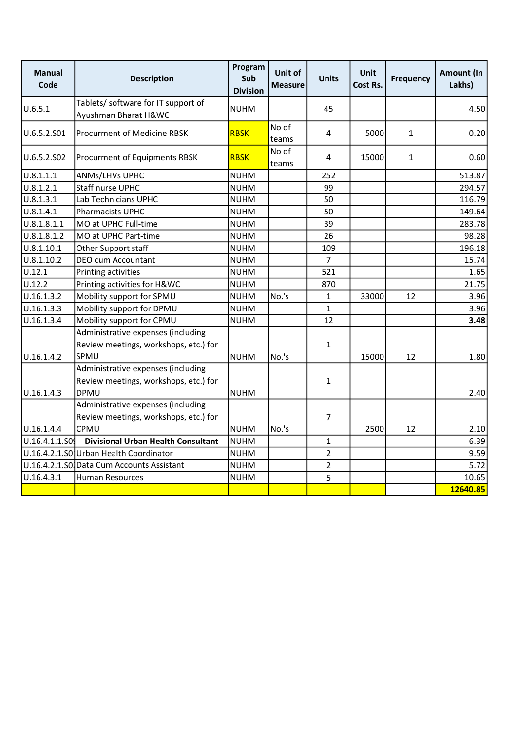| Manual Code | Description | Program Sub Division | Unit of Measure | Units | Unit Cost Rs. | Frequency | Amount (In Lakhs) |
|---|---|---|---|---|---|---|---|
| U.6.5.1 | Tablets/ software for IT support of Ayushman Bharat H&WC | NUHM | | 45 | | | 4.50 |
| U.6.5.2.S01 | Procurment of Medicine RBSK | RBSK | No of teams | 4 | 5000 | 1 | 0.20 |
| U.6.5.2.S02 | Procurment of Equipments RBSK | RBSK | No of teams | 4 | 15000 | 1 | 0.60 |
| U.8.1.1.1 | ANMs/LHVs UPHC | NUHM | | 252 | | | 513.87 |
| U.8.1.2.1 | Staff nurse UPHC | NUHM | | 99 | | | 294.57 |
| U.8.1.3.1 | Lab Technicians UPHC | NUHM | | 50 | | | 116.79 |
| U.8.1.4.1 | Pharmacists UPHC | NUHM | | 50 | | | 149.64 |
| U.8.1.8.1.1 | MO at UPHC Full-time | NUHM | | 39 | | | 283.78 |
| U.8.1.8.1.2 | MO at UPHC Part-time | NUHM | | 26 | | | 98.28 |
| U.8.1.10.1 | Other Support staff | NUHM | | 109 | | | 196.18 |
| U.8.1.10.2 | DEO cum Accountant | NUHM | | 7 | | | 15.74 |
| U.12.1 | Printing activities | NUHM | | 521 | | | 1.65 |
| U.12.2 | Printing activities for H&WC | NUHM | | 870 | | | 21.75 |
| U.16.1.3.2 | Mobility support for SPMU | NUHM | No.'s | 1 | 33000 | 12 | 3.96 |
| U.16.1.3.3 | Mobility support for DPMU | NUHM | | 1 | | | 3.96 |
| U.16.1.3.4 | Mobility support for CPMU | NUHM | | 12 | | | **3.48** |
| U.16.1.4.2 | Administrative expenses (including Review meetings, workshops, etc.) for SPMU | NUHM | No.'s | 1 | 15000 | 12 | 1.80 |
| U.16.1.4.3 | Administrative expenses (including Review meetings, workshops, etc.) for DPMU | NUHM | | 1 | | | 2.40 |
| U.16.1.4.4 | Administrative expenses (including Review meetings, workshops, etc.) for CPMU | NUHM | No.'s | 7 | 2500 | 12 | 2.10 |
| U.16.4.1.1.S0 | **Divisional Urban Health Consultant** | NUHM | | 1 | | | 6.39 |
| U.16.4.2.1.S0 | Urban Health Coordinator | NUHM | | 2 | | | 9.59 |
| U.16.4.2.1.S0 | Data Cum Accounts Assistant | NUHM | | 2 | | | 5.72 |
| U.16.4.3.1 | Human Resources | NUHM | | 5 | | | 10.65 |
| | | | | | | | **12640.85** |